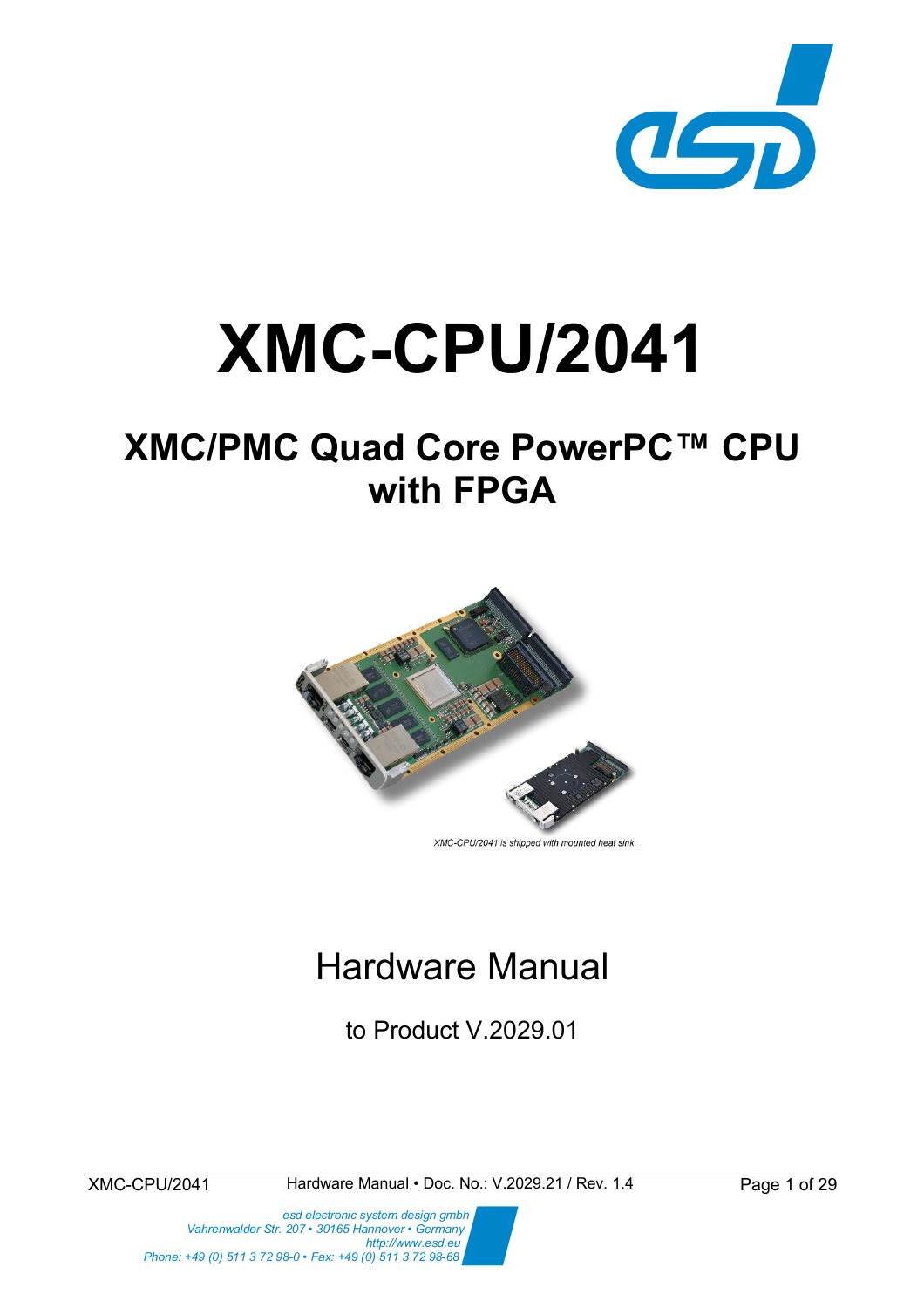# XMC-CPU/2041

## XMC/PMC Quad Core PowerPC™ CPU with FPGA

XMC-CPU/2041 is shipped with mounted heat sink.

# Hardware Manual

to Product V.2029.01

XMC-CPU/2041 Hardware Manual • Doc. No.: V.2029.21 / Rev. 1.4

*esd electronic system design gmbh*
*Vahrenwalder Str. 207 • 30165 Hannover • Germany*
*http://www.esd.eu*
*Phone: +49 (0) 511 3 72 98-0 • Fax: +49 (0) 511 3 72 98-68*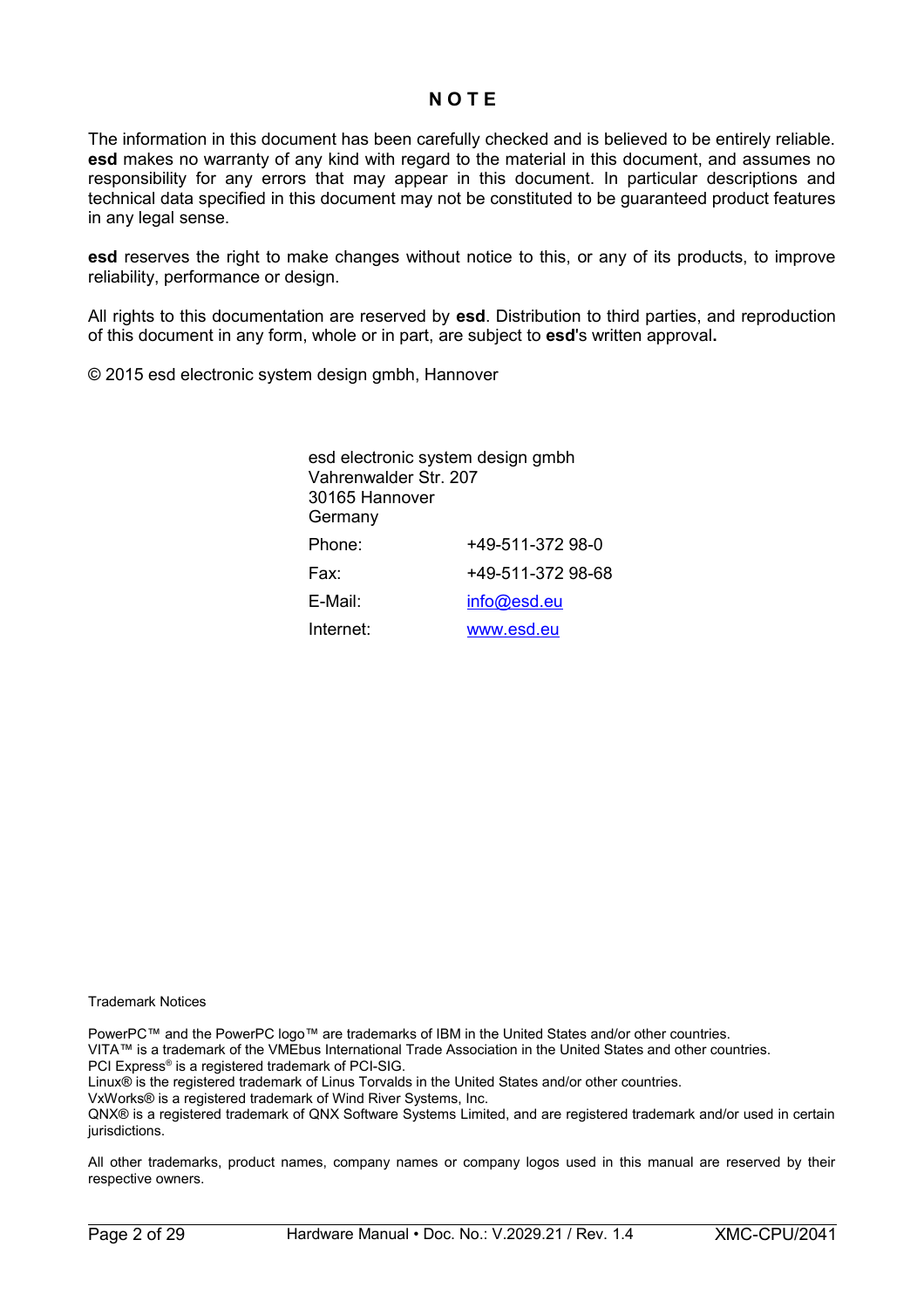# N O T E

The information in this document has been carefully checked and is believed to be entirely reliable. **esd** makes no warranty of any kind with regard to the material in this document, and assumes no responsibility for any errors that may appear in this document. In particular descriptions and technical data specified in this document may not be constituted to be guaranteed product features in any legal sense.

**esd** reserves the right to make changes without notice to this, or any of its products, to improve reliability, performance or design.

All rights to this documentation are reserved by **esd**. Distribution to third parties, and reproduction of this document in any form, whole or in part, are subject to **esd**'s written approval**.**

© 2015 esd electronic system design gmbh, Hannover

esd electronic system design gmbh
Vahrenwalder Str. 207
30165 Hannover
Germany

| | |
|---|---|
| Phone: | +49-511-372 98-0 |
| Fax: | +49-511-372 98-68 |
| E-Mail: | info@esd.eu |
| Internet: | www.esd.eu |

Trademark Notices

PowerPC™ and the PowerPC logo™ are trademarks of IBM in the United States and/or other countries.
VITA™ is a trademark of the VMEbus International Trade Association in the United States and other countries.
PCI Express® is a registered trademark of PCI-SIG.
Linux® is the registered trademark of Linus Torvalds in the United States and/or other countries.
VxWorks® is a registered trademark of Wind River Systems, Inc.
QNX® is a registered trademark of QNX Software Systems Limited, and are registered trademark and/or used in certain jurisdictions.

All other trademarks, product names, company names or company logos used in this manual are reserved by their respective owners.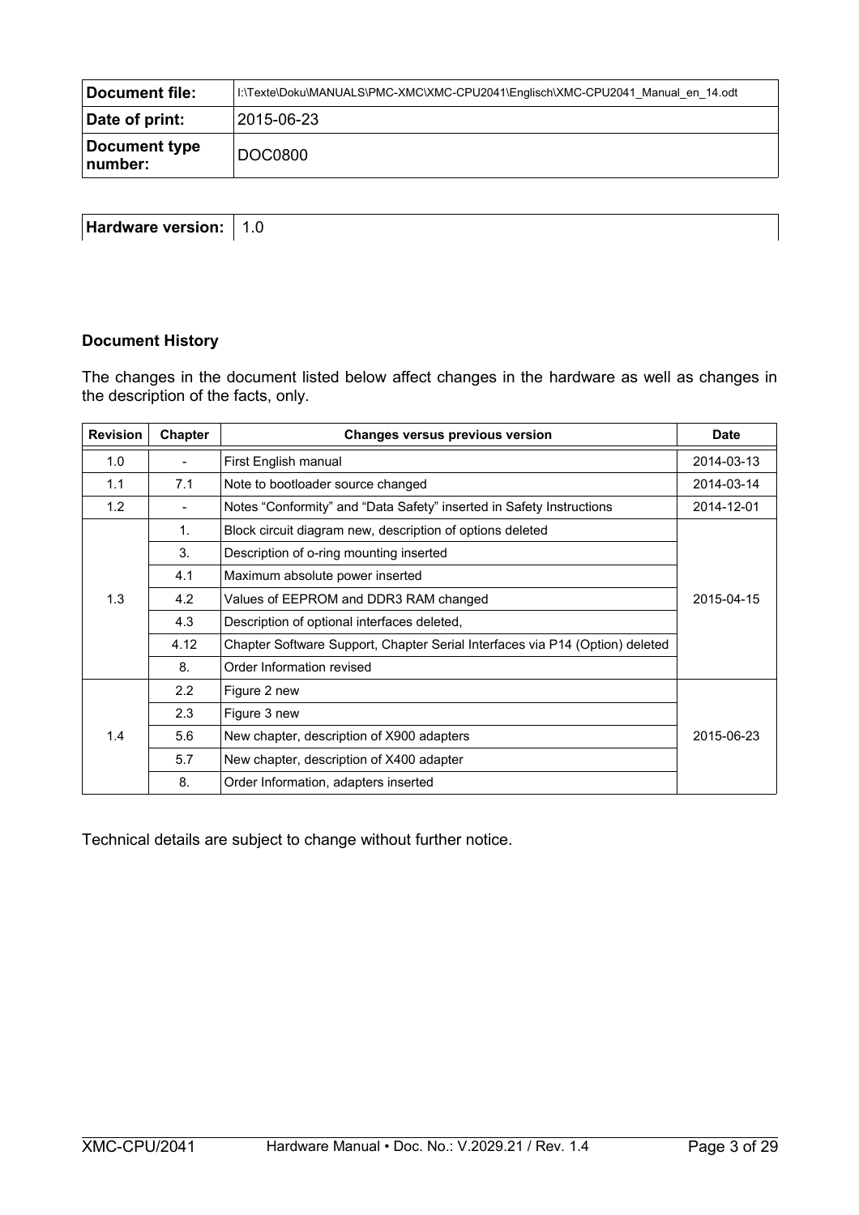| Document file: | I:\Texte\Doku\MANUALS\PMC-XMC\XMC-CPU2041\Englisch\XMC-CPU2041_Manual_en_14.odt |
|---|---|
| Date of print: | 2015-06-23 |
| Document type number: | DOC0800 |

| Hardware version: | 1.0 |
|---|---|

**Document History**

The changes in the document listed below affect changes in the hardware as well as changes in the description of the facts, only.

| Revision | Chapter | Changes versus previous version | Date |
|---|---|---|---|
| 1.0 | - | First English manual | 2014-03-13 |
| 1.1 | 7.1 | Note to bootloader source changed | 2014-03-14 |
| 1.2 | - | Notes "Conformity" and "Data Safety" inserted in Safety Instructions | 2014-12-01 |
| 1.3 | 1. | Block circuit diagram new, description of options deleted | 2015-04-15 |
| | 3. | Description of o-ring mounting inserted | |
| | 4.1 | Maximum absolute power inserted | |
| | 4.2 | Values of EEPROM and DDR3 RAM changed | |
| | 4.3 | Description of optional interfaces deleted, | |
| | 4.12 | Chapter Software Support, Chapter Serial Interfaces via P14 (Option) deleted | |
| | 8. | Order Information revised | |
| 1.4 | 2.2 | Figure 2 new | 2015-06-23 |
| | 2.3 | Figure 3 new | |
| | 5.6 | New chapter, description of X900 adapters | |
| | 5.7 | New chapter, description of X400 adapter | |
| | 8. | Order Information, adapters inserted | |

Technical details are subject to change without further notice.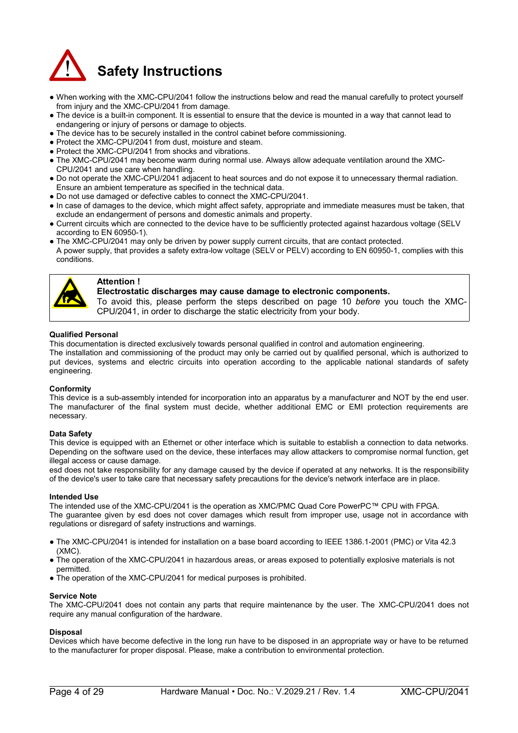# Safety Instructions

- When working with the XMC-CPU/2041 follow the instructions below and read the manual carefully to protect yourself from injury and the XMC-CPU/2041 from damage.
- The device is a built-in component. It is essential to ensure that the device is mounted in a way that cannot lead to endangering or injury of persons or damage to objects.
- The device has to be securely installed in the control cabinet before commissioning.
- Protect the XMC-CPU/2041 from dust, moisture and steam.
- Protect the XMC-CPU/2041 from shocks and vibrations.
- The XMC-CPU/2041 may become warm during normal use. Always allow adequate ventilation around the XMC-CPU/2041 and use care when handling.
- Do not operate the XMC-CPU/2041 adjacent to heat sources and do not expose it to unnecessary thermal radiation. Ensure an ambient temperature as specified in the technical data.
- Do not use damaged or defective cables to connect the XMC-CPU/2041.
- In case of damages to the device, which might affect safety, appropriate and immediate measures must be taken, that exclude an endangerment of persons and domestic animals and property.
- Current circuits which are connected to the device have to be sufficiently protected against hazardous voltage (SELV according to EN 60950-1).
- The XMC-CPU/2041 may only be driven by power supply current circuits, that are contact protected.
  A power supply, that provides a safety extra-low voltage (SELV or PELV) according to EN 60950-1, complies with this conditions.

**Attention !**
**Electrostatic discharges may cause damage to electronic components.**
To avoid this, please perform the steps described on page 10 *before* you touch the XMC-CPU/2041, in order to discharge the static electricity from your body.

**Qualified Personal**
This documentation is directed exclusively towards personal qualified in control and automation engineering.
The installation and commissioning of the product may only be carried out by qualified personal, which is authorized to put devices, systems and electric circuits into operation according to the applicable national standards of safety engineering.

**Conformity**
This device is a sub-assembly intended for incorporation into an apparatus by a manufacturer and NOT by the end user. The manufacturer of the final system must decide, whether additional EMC or EMI protection requirements are necessary.

**Data Safety**
This device is equipped with an Ethernet or other interface which is suitable to establish a connection to data networks. Depending on the software used on the device, these interfaces may allow attackers to compromise normal function, get illegal access or cause damage.
esd does not take responsibility for any damage caused by the device if operated at any networks. It is the responsibility of the device's user to take care that necessary safety precautions for the device's network interface are in place.

**Intended Use**
The intended use of the XMC-CPU/2041 is the operation as XMC/PMC Quad Core PowerPC™ CPU with FPGA.
The guarantee given by esd does not cover damages which result from improper use, usage not in accordance with regulations or disregard of safety instructions and warnings.

- The XMC-CPU/2041 is intended for installation on a base board according to IEEE 1386.1-2001 (PMC) or Vita 42.3 (XMC).
- The operation of the XMC-CPU/2041 in hazardous areas, or areas exposed to potentially explosive materials is not permitted.
- The operation of the XMC-CPU/2041 for medical purposes is prohibited.

**Service Note**
The XMC-CPU/2041 does not contain any parts that require maintenance by the user. The XMC-CPU/2041 does not require any manual configuration of the hardware.

**Disposal**
Devices which have become defective in the long run have to be disposed in an appropriate way or have to be returned to the manufacturer for proper disposal. Please, make a contribution to environmental protection.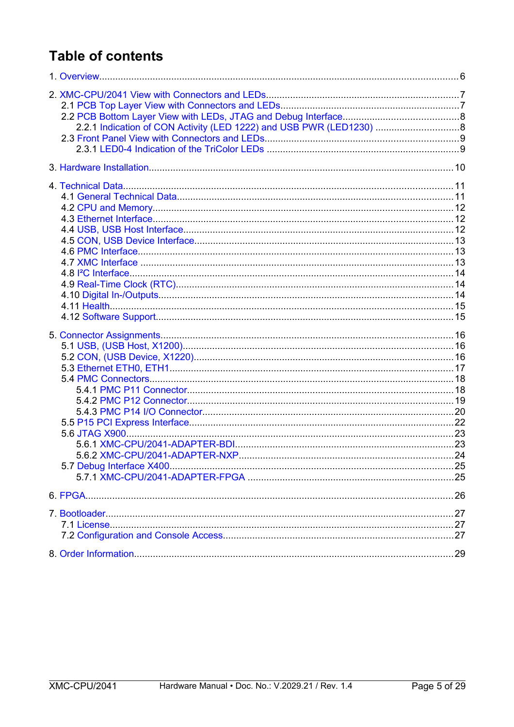# Table of contents

1. Overview....6

2. XMC-CPU/2041 View with Connectors and LEDs....7
   - 2.1 PCB Top Layer View with Connectors and LEDs....7
   - 2.2 PCB Bottom Layer View with LEDs, JTAG and Debug Interface....8
     - 2.2.1 Indication of CON Activity (LED 1222) and USB PWR (LED1230)....8
   - 2.3 Front Panel View with Connectors and LEDs....9
     - 2.3.1 LED0-4 Indication of the TriColor LEDs....9

3. Hardware Installation....10

4. Technical Data....11
   - 4.1 General Technical Data....11
   - 4.2 CPU and Memory....12
   - 4.3 Ethernet Interface....12
   - 4.4 USB, USB Host Interface....12
   - 4.5 CON, USB Device Interface....13
   - 4.6 PMC Interface....13
   - 4.7 XMC Interface....13
   - 4.8 I²C Interface....14
   - 4.9 Real-Time Clock (RTC)....14
   - 4.10 Digital In-/Outputs....14
   - 4.11 Health....15
   - 4.12 Software Support....15

5. Connector Assignments....16
   - 5.1 USB, (USB Host, X1200)....16
   - 5.2 CON, (USB Device, X1220)....16
   - 5.3 Ethernet ETH0, ETH1....17
   - 5.4 PMC Connectors....18
     - 5.4.1 PMC P11 Connector....18
     - 5.4.2 PMC P12 Connector....19
     - 5.4.3 PMC P14 I/O Connector....20
   - 5.5 P15 PCI Express Interface....22
   - 5.6 JTAG X900....23
     - 5.6.1 XMC-CPU/2041-ADAPTER-BDI....23
     - 5.6.2 XMC-CPU/2041-ADAPTER-NXP....24
   - 5.7 Debug Interface X400....25
     - 5.7.1 XMC-CPU/2041-ADAPTER-FPGA....25

6. FPGA....26

7. Bootloader....27
   - 7.1 License....27
   - 7.2 Configuration and Console Access....27

8. Order Information....29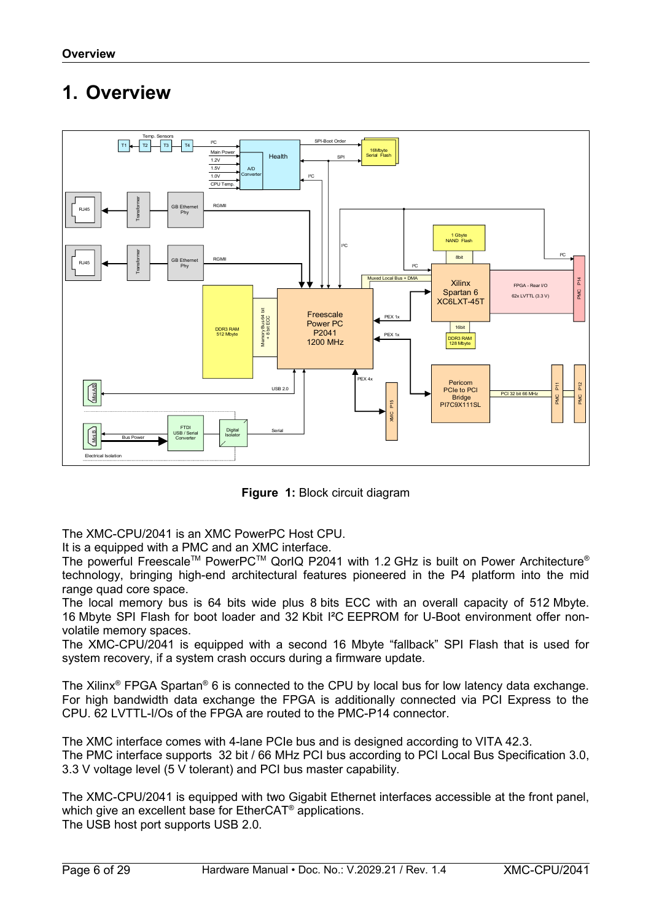# 1. Overview

Figure 1: Block circuit diagram

The XMC-CPU/2041 is an XMC PowerPC Host CPU.
It is a equipped with a PMC and an XMC interface.
The powerful Freescale™ PowerPC™ QorIQ P2041 with 1.2 GHz is built on Power Architecture® technology, bringing high-end architectural features pioneered in the P4 platform into the mid range quad core space.
The local memory bus is 64 bits wide plus 8 bits ECC with an overall capacity of 512 Mbyte. 16 Mbyte SPI Flash for boot loader and 32 Kbit I²C EEPROM for U-Boot environment offer non-volatile memory spaces.
The XMC-CPU/2041 is equipped with a second 16 Mbyte "fallback" SPI Flash that is used for system recovery, if a system crash occurs during a firmware update.

The Xilinx® FPGA Spartan® 6 is connected to the CPU by local bus for low latency data exchange. For high bandwidth data exchange the FPGA is additionally connected via PCI Express to the CPU. 62 LVTTL-I/Os of the FPGA are routed to the PMC-P14 connector.

The XMC interface comes with 4-lane PCIe bus and is designed according to VITA 42.3.
The PMC interface supports 32 bit / 66 MHz PCI bus according to PCI Local Bus Specification 3.0, 3.3 V voltage level (5 V tolerant) and PCI bus master capability.

The XMC-CPU/2041 is equipped with two Gigabit Ethernet interfaces accessible at the front panel, which give an excellent base for EtherCAT® applications.
The USB host port supports USB 2.0.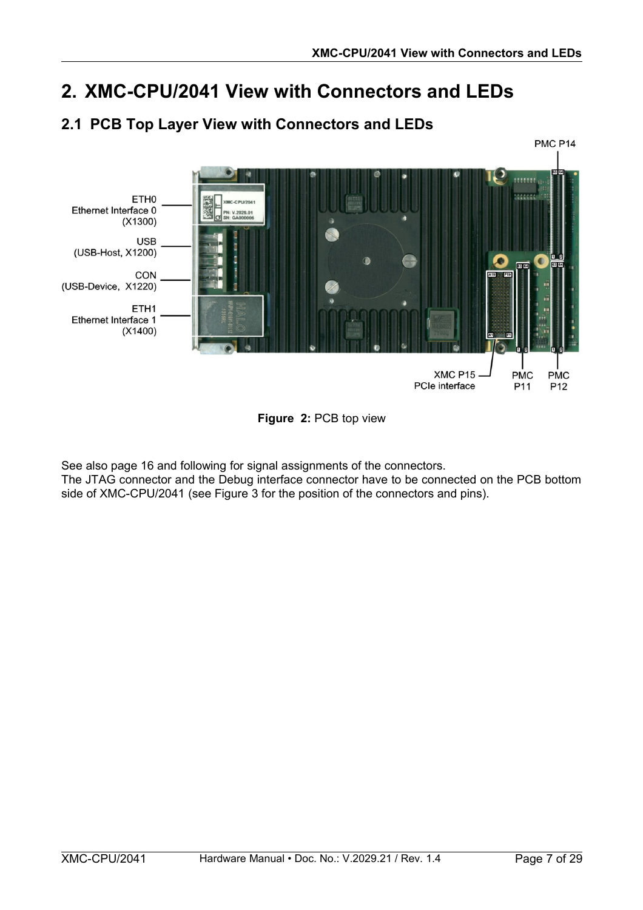// ... existing code ...

# 2. XMC-CPU/2041 View with Connectors and LEDs

## 2.1 PCB Top Layer View with Connectors and LEDs

ETH0
Ethernet Interface 0
(X1300)

USB
(USB-Host, X1200)

CON
(USB-Device, X1220)

ETH1
Ethernet Interface 1
(X1400)

PMC P14

XMC P15
PCIe interface

PMC
P11

PMC
P12

**Figure 2:** PCB top view

See also page 16 and following for signal assignments of the connectors.
The JTAG connector and the Debug interface connector have to be connected on the PCB bottom side of XMC-CPU/2041 (see Figure 3 for the position of the connectors and pins).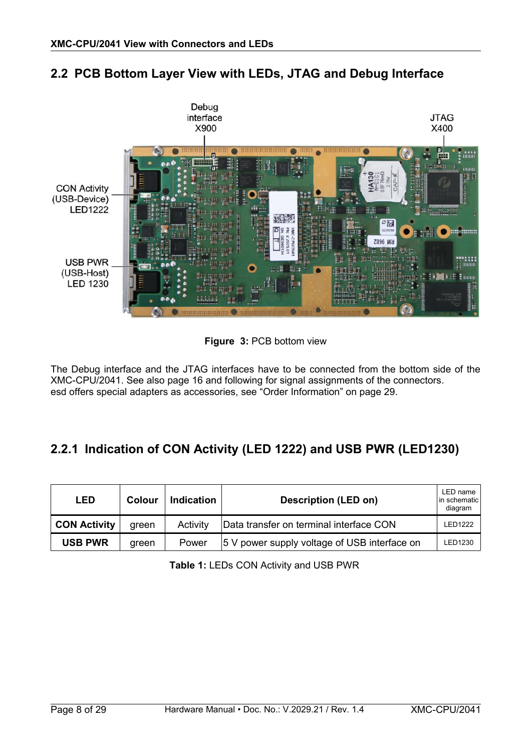## 2.2 PCB Bottom Layer View with LEDs, JTAG and Debug Interface

Debug interface X900

JTAG X400

CON Activity (USB-Device) LED1222

USB PWR (USB-Host) LED 1230

**Figure 3:** PCB bottom view

The Debug interface and the JTAG interfaces have to be connected from the bottom side of the XMC-CPU/2041. See also page 16 and following for signal assignments of the connectors.
esd offers special adapters as accessories, see “Order Information” on page 29.

### 2.2.1 Indication of CON Activity (LED 1222) and USB PWR (LED1230)

| LED | Colour | Indication | Description (LED on) | LED name in schematic diagram |
|---|---|---|---|---|
| **CON Activity** | green | Activity | Data transfer on terminal interface CON | LED1222 |
| **USB PWR** | green | Power | 5 V power supply voltage of USB interface on | LED1230 |

**Table 1:** LEDs CON Activity and USB PWR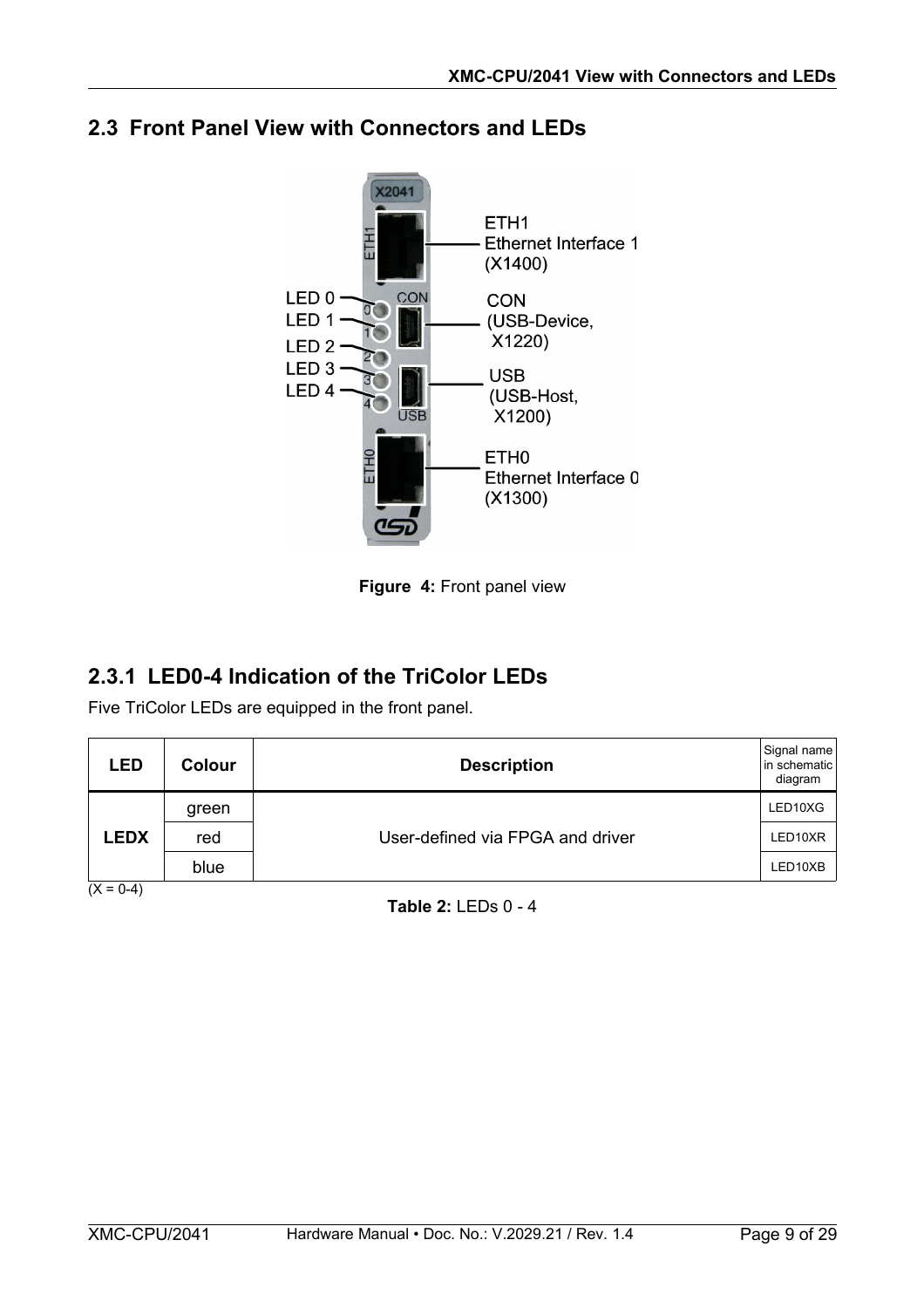## 2.3 Front Panel View with Connectors and LEDs

**Figure 4:** Front panel view

### 2.3.1 LED0-4 Indication of the TriColor LEDs

Five TriColor LEDs are equipped in the front panel.

| LED | Colour | Description | Signal name in schematic diagram |
|---|---|---|---|
| LEDX | green | User-defined via FPGA and driver | LED10XG |
| | red | | LED10XR |
| | blue | | LED10XB |

(X = 0-4)

**Table 2:** LEDs 0 - 4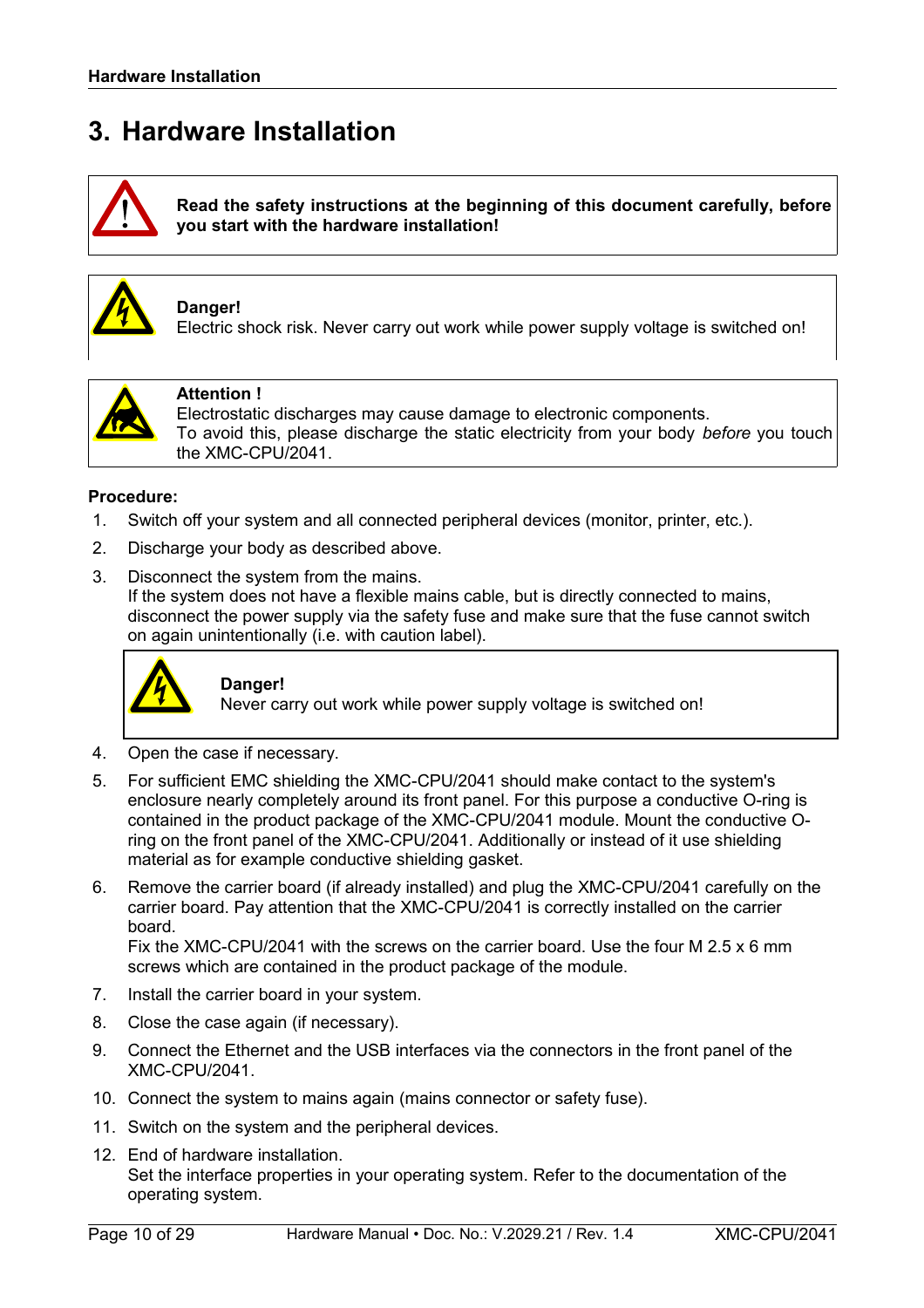# 3. Hardware Installation

**Read the safety instructions at the beginning of this document carefully, before you start with the hardware installation!**

**Danger!**
Electric shock risk. Never carry out work while power supply voltage is switched on!

**Attention !**
Electrostatic discharges may cause damage to electronic components.
To avoid this, please discharge the static electricity from your body *before* you touch the XMC-CPU/2041.

**Procedure:**

1. Switch off your system and all connected peripheral devices (monitor, printer, etc.).
2. Discharge your body as described above.
3. Disconnect the system from the mains.
   If the system does not have a flexible mains cable, but is directly connected to mains, disconnect the power supply via the safety fuse and make sure that the fuse cannot switch on again unintentionally (i.e. with caution label).

   **Danger!**
   Never carry out work while power supply voltage is switched on!

4. Open the case if necessary.
5. For sufficient EMC shielding the XMC-CPU/2041 should make contact to the system's enclosure nearly completely around its front panel. For this purpose a conductive O-ring is contained in the product package of the XMC-CPU/2041 module. Mount the conductive O-ring on the front panel of the XMC-CPU/2041. Additionally or instead of it use shielding material as for example conductive shielding gasket.
6. Remove the carrier board (if already installed) and plug the XMC-CPU/2041 carefully on the carrier board. Pay attention that the XMC-CPU/2041 is correctly installed on the carrier board.
   Fix the XMC-CPU/2041 with the screws on the carrier board. Use the four M 2.5 x 6 mm screws which are contained in the product package of the module.
7. Install the carrier board in your system.
8. Close the case again (if necessary).
9. Connect the Ethernet and the USB interfaces via the connectors in the front panel of the XMC-CPU/2041.
10. Connect the system to mains again (mains connector or safety fuse).
11. Switch on the system and the peripheral devices.
12. End of hardware installation.
    Set the interface properties in your operating system. Refer to the documentation of the operating system.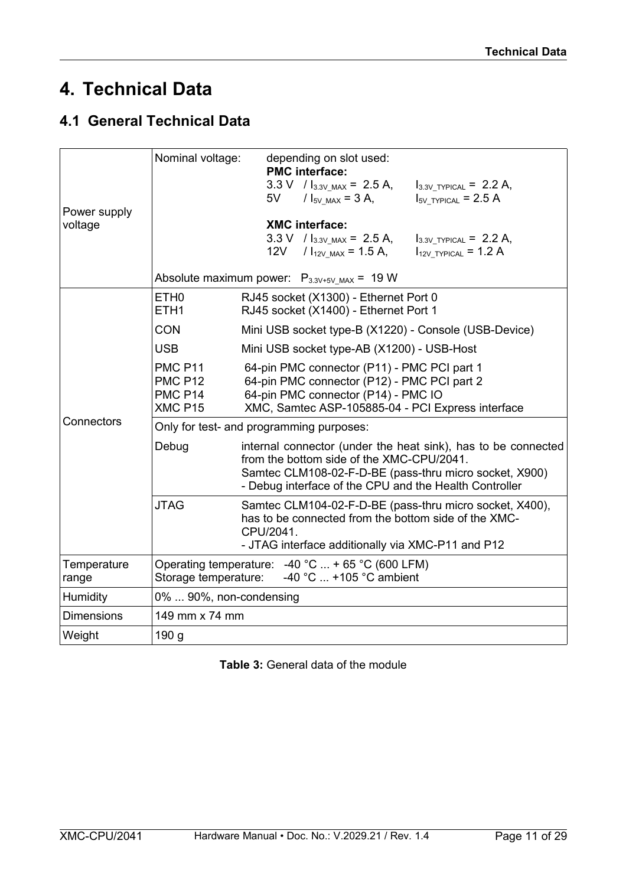# 4. Technical Data

## 4.1 General Technical Data

| | | |
|---|---|---|
| Power supply voltage | Nominal voltage: | depending on slot used:<br>**PMC interface:**<br>3.3 V / $I_{3.3V\_MAX}$ = 2.5 A, $I_{3.3V\_TYPICAL}$ = 2.2 A,<br>5V / $I_{5V\_MAX}$ = 3 A, $I_{5V\_TYPICAL}$ = 2.5 A<br><br>**XMC interface:**<br>3.3 V / $I_{3.3V\_MAX}$ = 2.5 A, $I_{3.3V\_TYPICAL}$ = 2.2 A,<br>12V / $I_{12V\_MAX}$ = 1.5 A, $I_{12V\_TYPICAL}$ = 1.2 A |
| | Absolute maximum power: $P_{3.3V+5V\_MAX}$ = 19 W | |
| Connectors | ETH0<br>ETH1 | RJ45 socket (X1300) - Ethernet Port 0<br>RJ45 socket (X1400) - Ethernet Port 1 |
| | CON | Mini USB socket type-B (X1220) - Console (USB-Device) |
| | USB | Mini USB socket type-AB (X1200) - USB-Host |
| | PMC P11<br>PMC P12<br>PMC P14<br>XMC P15 | 64-pin PMC connector (P11) - PMC PCI part 1<br>64-pin PMC connector (P12) - PMC PCI part 2<br>64-pin PMC connector (P14) - PMC IO<br>XMC, Samtec ASP-105885-04 - PCI Express interface |
| | Only for test- and programming purposes: | |
| | Debug | internal connector (under the heat sink), has to be connected from the bottom side of the XMC-CPU/2041.<br>Samtec CLM108-02-F-D-BE (pass-thru micro socket, X900)<br>- Debug interface of the CPU and the Health Controller |
| | JTAG | Samtec CLM104-02-F-D-BE (pass-thru micro socket, X400), has to be connected from the bottom side of the XMC-CPU/2041.<br>- JTAG interface additionally via XMC-P11 and P12 |
| Temperature range | Operating temperature: -40 °C ... + 65 °C (600 LFM)<br>Storage temperature: -40 °C ... +105 °C ambient | |
| Humidity | 0% ... 90%, non-condensing | |
| Dimensions | 149 mm x 74 mm | |
| Weight | 190 g | |

**Table 3:** General data of the module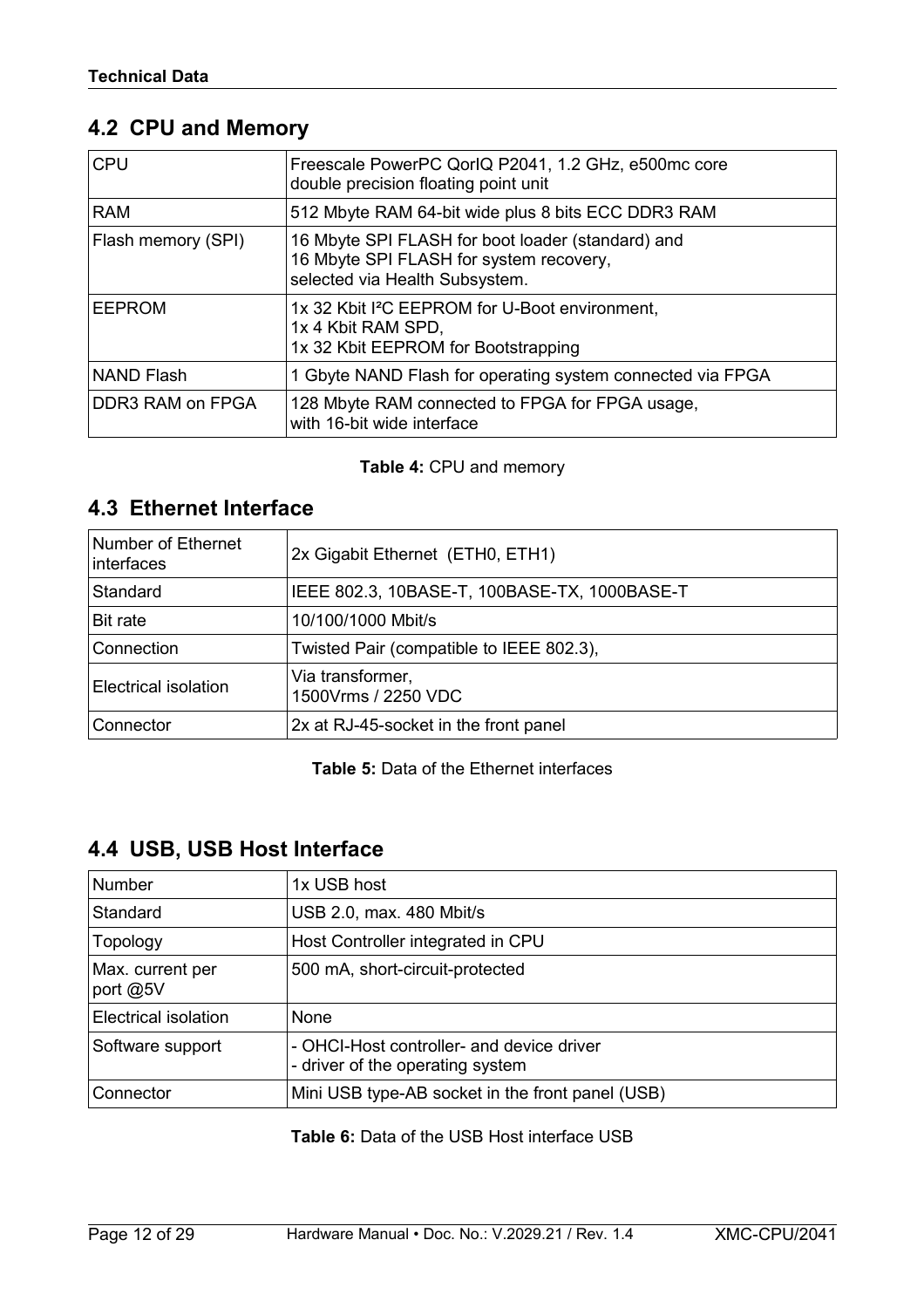## 4.2 CPU and Memory

| | |
|---|---|
| CPU | Freescale PowerPC QorIQ P2041, 1.2 GHz, e500mc core<br>double precision floating point unit |
| RAM | 512 Mbyte RAM 64-bit wide plus 8 bits ECC DDR3 RAM |
| Flash memory (SPI) | 16 Mbyte SPI FLASH for boot loader (standard) and<br>16 Mbyte SPI FLASH for system recovery,<br>selected via Health Subsystem. |
| EEPROM | 1x 32 Kbit I²C EEPROM for U-Boot environment,<br>1x 4 Kbit RAM SPD,<br>1x 32 Kbit EEPROM for Bootstrapping |
| NAND Flash | 1 Gbyte NAND Flash for operating system connected via FPGA |
| DDR3 RAM on FPGA | 128 Mbyte RAM connected to FPGA for FPGA usage,<br>with 16-bit wide interface |

**Table 4:** CPU and memory

## 4.3 Ethernet Interface

| | |
|---|---|
| Number of Ethernet interfaces | 2x Gigabit Ethernet (ETH0, ETH1) |
| Standard | IEEE 802.3, 10BASE-T, 100BASE-TX, 1000BASE-T |
| Bit rate | 10/100/1000 Mbit/s |
| Connection | Twisted Pair (compatible to IEEE 802.3), |
| Electrical isolation | Via transformer,<br>1500Vrms / 2250 VDC |
| Connector | 2x at RJ-45-socket in the front panel |

**Table 5:** Data of the Ethernet interfaces

## 4.4 USB, USB Host Interface

| | |
|---|---|
| Number | 1x USB host |
| Standard | USB 2.0, max. 480 Mbit/s |
| Topology | Host Controller integrated in CPU |
| Max. current per port @5V | 500 mA, short-circuit-protected |
| Electrical isolation | None |
| Software support | - OHCI-Host controller- and device driver<br>- driver of the operating system |
| Connector | Mini USB type-AB socket in the front panel (USB) |

**Table 6:** Data of the USB Host interface USB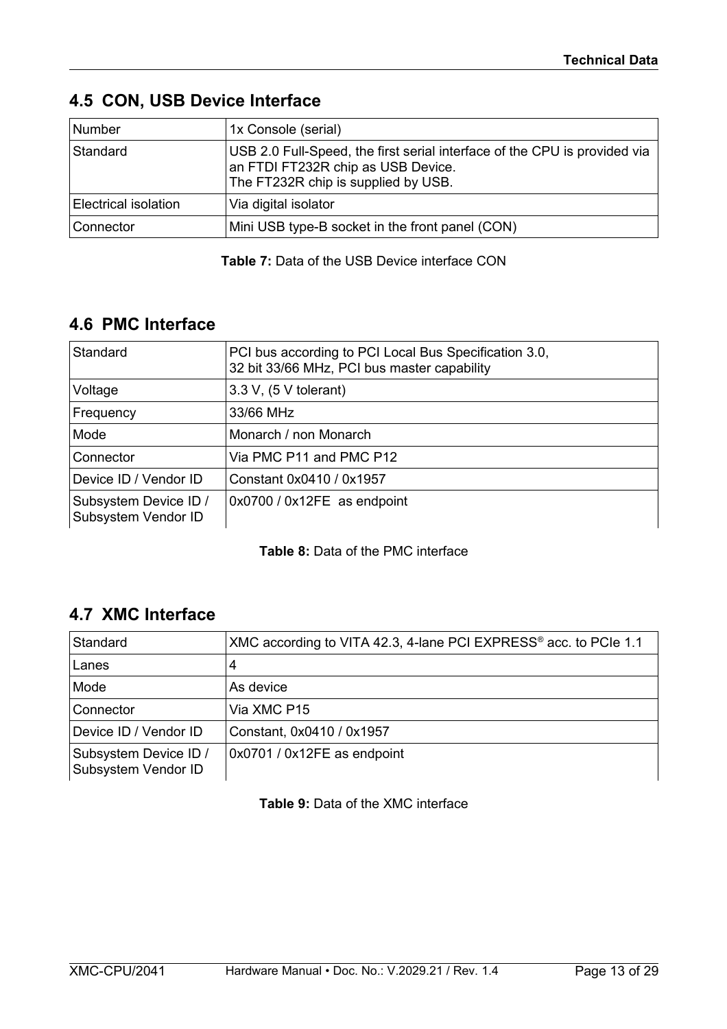## 4.5 CON, USB Device Interface

| Number | 1x Console (serial) |
|---|---|
| Standard | USB 2.0 Full-Speed, the first serial interface of the CPU is provided via an FTDI FT232R chip as USB Device.<br>The FT232R chip is supplied by USB. |
| Electrical isolation | Via digital isolator |
| Connector | Mini USB type-B socket in the front panel (CON) |

**Table 7:** Data of the USB Device interface CON

## 4.6 PMC Interface

| Standard | PCI bus according to PCI Local Bus Specification 3.0,<br>32 bit 33/66 MHz, PCI bus master capability |
|---|---|
| Voltage | 3.3 V, (5 V tolerant) |
| Frequency | 33/66 MHz |
| Mode | Monarch / non Monarch |
| Connector | Via PMC P11 and PMC P12 |
| Device ID / Vendor ID | Constant 0x0410 / 0x1957 |
| Subsystem Device ID / Subsystem Vendor ID | 0x0700 / 0x12FE as endpoint |

**Table 8:** Data of the PMC interface

## 4.7 XMC Interface

| Standard | XMC according to VITA 42.3, 4-lane PCI EXPRESS® acc. to PCIe 1.1 |
|---|---|
| Lanes | 4 |
| Mode | As device |
| Connector | Via XMC P15 |
| Device ID / Vendor ID | Constant, 0x0410 / 0x1957 |
| Subsystem Device ID / Subsystem Vendor ID | 0x0701 / 0x12FE as endpoint |

**Table 9:** Data of the XMC interface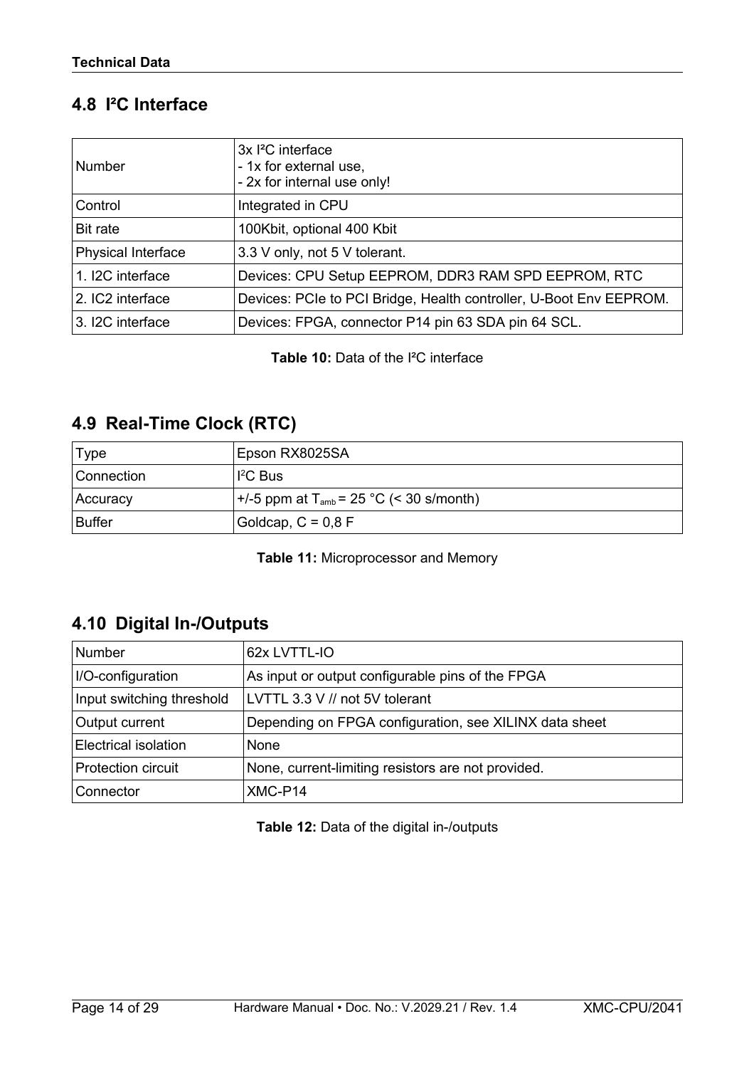## 4.8 I²C Interface

| Number | 3x I²C interface<br>- 1x for external use,<br>- 2x for internal use only! |
|---|---|
| Control | Integrated in CPU |
| Bit rate | 100Kbit, optional 400 Kbit |
| Physical Interface | 3.3 V only, not 5 V tolerant. |
| 1. I2C interface | Devices: CPU Setup EEPROM, DDR3 RAM SPD EEPROM, RTC |
| 2. IC2 interface | Devices: PCIe to PCI Bridge, Health controller, U-Boot Env EEPROM. |
| 3. I2C interface | Devices: FPGA, connector P14 pin 63 SDA pin 64 SCL. |

**Table 10:** Data of the I²C interface

## 4.9 Real-Time Clock (RTC)

| Type | Epson RX8025SA |
|---|---|
| Connection | $I^2C$ Bus |
| Accuracy | +/-5 ppm at $T_{amb}$ = 25 °C (< 30 s/month) |
| Buffer | Goldcap, C = 0,8 F |

**Table 11:** Microprocessor and Memory

## 4.10 Digital In-/Outputs

| Number | 62x LVTTL-IO |
|---|---|
| I/O-configuration | As input or output configurable pins of the FPGA |
| Input switching threshold | LVTTL 3.3 V // not 5V tolerant |
| Output current | Depending on FPGA configuration, see XILINX data sheet |
| Electrical isolation | None |
| Protection circuit | None, current-limiting resistors are not provided. |
| Connector | XMC-P14 |

**Table 12:** Data of the digital in-/outputs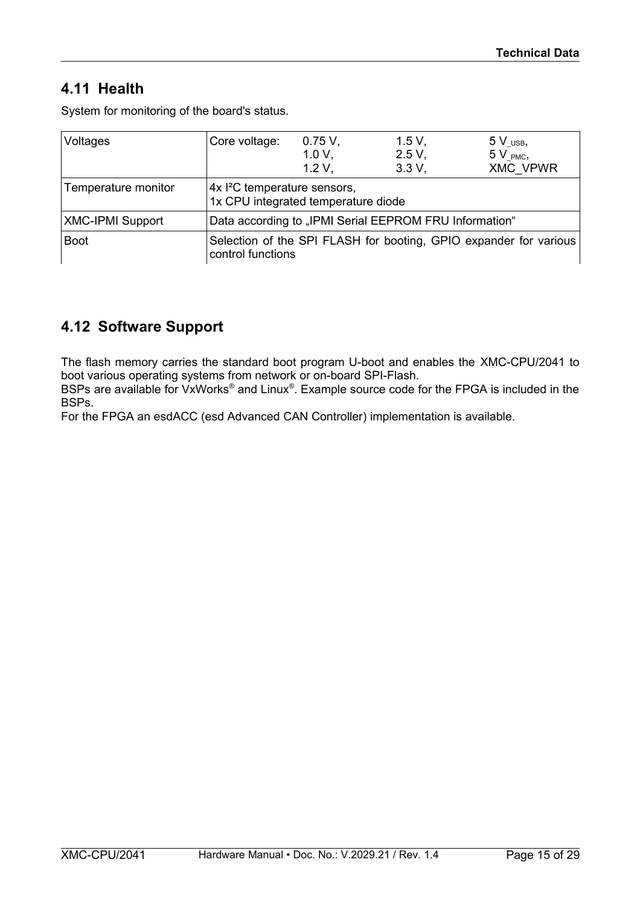## 4.11 Health

System for monitoring of the board's status.

| | |
|---|---|
| Voltages | Core voltage: 0.75 V, 1.0 V, 1.2 V, 1.5 V, 2.5 V, 3.3 V, 5 $V_{\_USB}$, 5 $V_{\_PMC}$, XMC_VPWR |
| Temperature monitor | 4x I²C temperature sensors,<br>1x CPU integrated temperature diode |
| XMC-IPMI Support | Data according to „IPMI Serial EEPROM FRU Information“ |
| Boot | Selection of the SPI FLASH for booting, GPIO expander for various control functions |

## 4.12 Software Support

The flash memory carries the standard boot program U-boot and enables the XMC-CPU/2041 to boot various operating systems from network or on-board SPI-Flash.
BSPs are available for VxWorks® and Linux®. Example source code for the FPGA is included in the BSPs.
For the FPGA an esdACC (esd Advanced CAN Controller) implementation is available.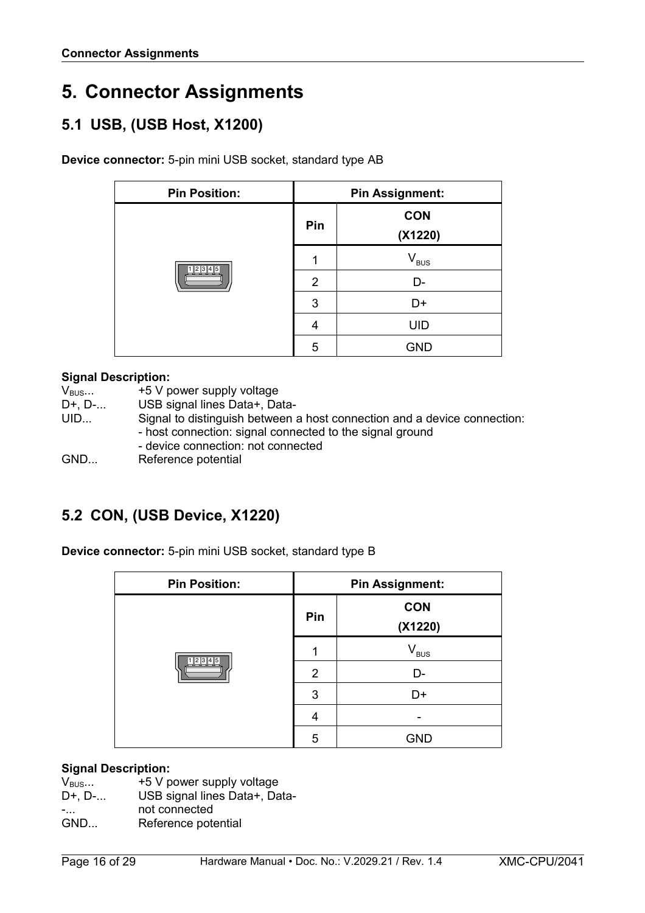# 5. Connector Assignments

## 5.1 USB, (USB Host, X1200)

**Device connector:** 5-pin mini USB socket, standard type AB

| Pin Position: | Pin Assignment: | |
|---|---|---|
| | **Pin** | **CON (X1220)** |
| | 1 | $V_{BUS}$ |
| | 2 | D- |
| | 3 | D+ |
| | 4 | UID |
| | 5 | GND |

**Signal Description:**

$V_{BUS}$... +5 V power supply voltage
D+, D-... USB signal lines Data+, Data-
UID... Signal to distinguish between a host connection and a device connection:
- host connection: signal connected to the signal ground
- device connection: not connected

GND... Reference potential

## 5.2 CON, (USB Device, X1220)

**Device connector:** 5-pin mini USB socket, standard type B

| Pin Position: | Pin Assignment: | |
|---|---|---|
| | **Pin** | **CON (X1220)** |
| | 1 | $V_{BUS}$ |
| | 2 | D- |
| | 3 | D+ |
| | 4 | - |
| | 5 | GND |

**Signal Description:**

$V_{BUS}$... +5 V power supply voltage
D+, D-... USB signal lines Data+, Data-
-... not connected
GND... Reference potential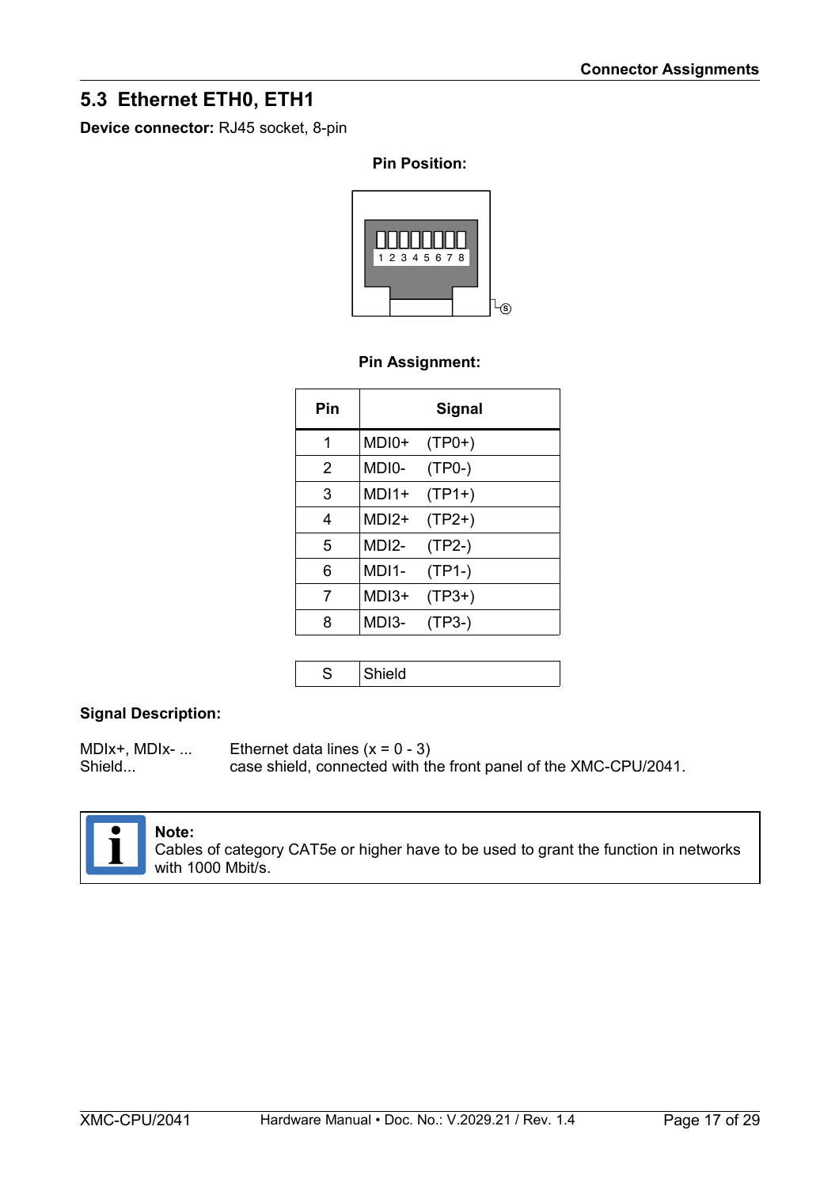## 5.3 Ethernet ETH0, ETH1

**Device connector:** RJ45 socket, 8-pin

**Pin Position:**

**Pin Assignment:**

| Pin | Signal |
|---|---|
| 1 | MDI0+ (TP0+) |
| 2 | MDI0- (TP0-) |
| 3 | MDI1+ (TP1+) |
| 4 | MDI2+ (TP2+) |
| 5 | MDI2- (TP2-) |
| 6 | MDI1- (TP1-) |
| 7 | MDI3+ (TP3+) |
| 8 | MDI3- (TP3-) |
| S | Shield |

**Signal Description:**

MDIx+, MDIx- ... Ethernet data lines (x = 0 - 3)
Shield... case shield, connected with the front panel of the XMC-CPU/2041.

**Note:**
Cables of category CAT5e or higher have to be used to grant the function in networks with 1000 Mbit/s.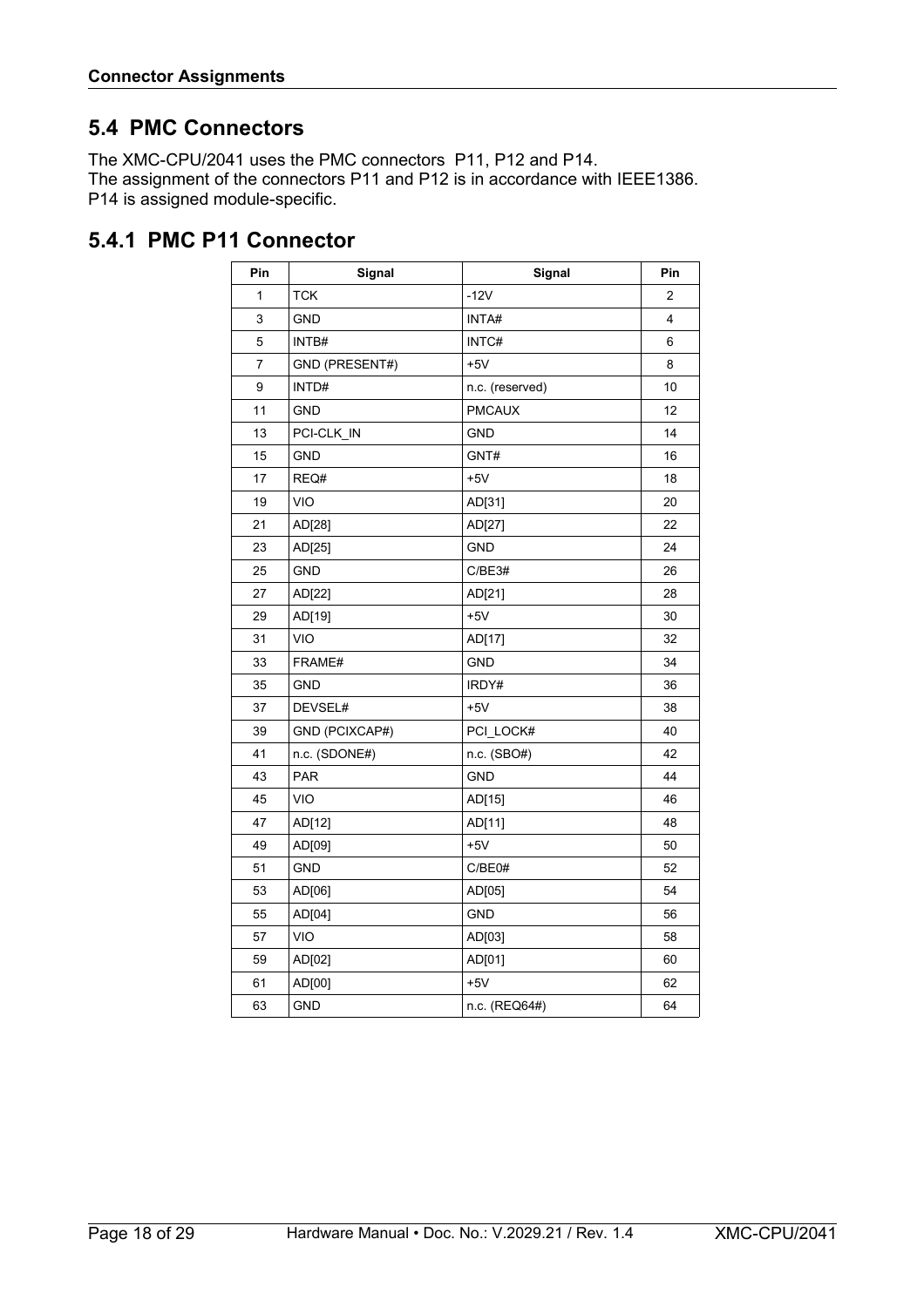## 5.4 PMC Connectors

The XMC-CPU/2041 uses the PMC connectors P11, P12 and P14.
The assignment of the connectors P11 and P12 is in accordance with IEEE1386.
P14 is assigned module-specific.

### 5.4.1 PMC P11 Connector

| Pin | Signal | Signal | Pin |
|---|---|---|---|
| 1 | TCK | -12V | 2 |
| 3 | GND | INTA# | 4 |
| 5 | INTB# | INTC# | 6 |
| 7 | GND (PRESENT#) | +5V | 8 |
| 9 | INTD# | n.c. (reserved) | 10 |
| 11 | GND | PMCAUX | 12 |
| 13 | PCI-CLK_IN | GND | 14 |
| 15 | GND | GNT# | 16 |
| 17 | REQ# | +5V | 18 |
| 19 | VIO | AD[31] | 20 |
| 21 | AD[28] | AD[27] | 22 |
| 23 | AD[25] | GND | 24 |
| 25 | GND | C/BE3# | 26 |
| 27 | AD[22] | AD[21] | 28 |
| 29 | AD[19] | +5V | 30 |
| 31 | VIO | AD[17] | 32 |
| 33 | FRAME# | GND | 34 |
| 35 | GND | IRDY# | 36 |
| 37 | DEVSEL# | +5V | 38 |
| 39 | GND (PCIXCAP#) | PCI_LOCK# | 40 |
| 41 | n.c. (SDONE#) | n.c. (SBO#) | 42 |
| 43 | PAR | GND | 44 |
| 45 | VIO | AD[15] | 46 |
| 47 | AD[12] | AD[11] | 48 |
| 49 | AD[09] | +5V | 50 |
| 51 | GND | C/BE0# | 52 |
| 53 | AD[06] | AD[05] | 54 |
| 55 | AD[04] | GND | 56 |
| 57 | VIO | AD[03] | 58 |
| 59 | AD[02] | AD[01] | 60 |
| 61 | AD[00] | +5V | 62 |
| 63 | GND | n.c. (REQ64#) | 64 |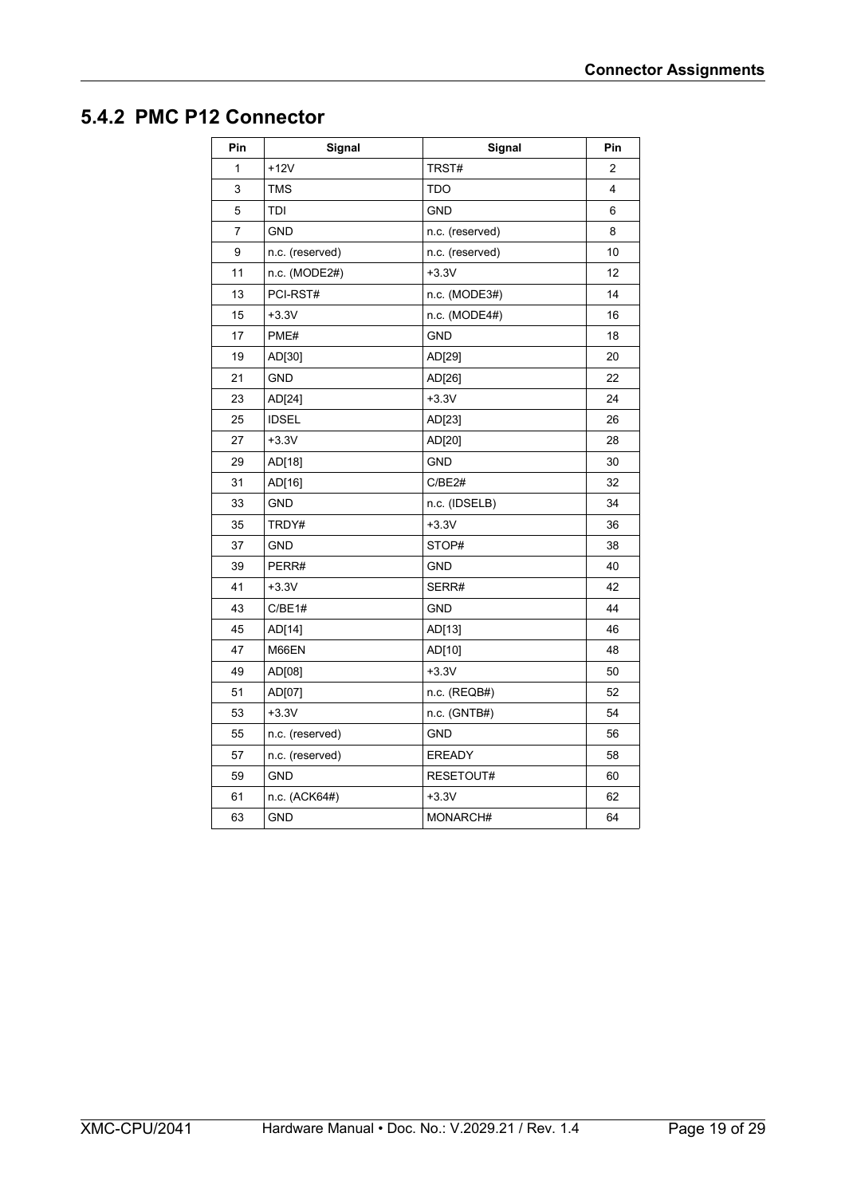## 5.4.2 PMC P12 Connector

| Pin | Signal | Signal | Pin |
|---|---|---|---|
| 1 | +12V | TRST# | 2 |
| 3 | TMS | TDO | 4 |
| 5 | TDI | GND | 6 |
| 7 | GND | n.c. (reserved) | 8 |
| 9 | n.c. (reserved) | n.c. (reserved) | 10 |
| 11 | n.c. (MODE2#) | +3.3V | 12 |
| 13 | PCI-RST# | n.c. (MODE3#) | 14 |
| 15 | +3.3V | n.c. (MODE4#) | 16 |
| 17 | PME# | GND | 18 |
| 19 | AD[30] | AD[29] | 20 |
| 21 | GND | AD[26] | 22 |
| 23 | AD[24] | +3.3V | 24 |
| 25 | IDSEL | AD[23] | 26 |
| 27 | +3.3V | AD[20] | 28 |
| 29 | AD[18] | GND | 30 |
| 31 | AD[16] | C/BE2# | 32 |
| 33 | GND | n.c. (IDSELB) | 34 |
| 35 | TRDY# | +3.3V | 36 |
| 37 | GND | STOP# | 38 |
| 39 | PERR# | GND | 40 |
| 41 | +3.3V | SERR# | 42 |
| 43 | C/BE1# | GND | 44 |
| 45 | AD[14] | AD[13] | 46 |
| 47 | M66EN | AD[10] | 48 |
| 49 | AD[08] | +3.3V | 50 |
| 51 | AD[07] | n.c. (REQB#) | 52 |
| 53 | +3.3V | n.c. (GNTB#) | 54 |
| 55 | n.c. (reserved) | GND | 56 |
| 57 | n.c. (reserved) | EREADY | 58 |
| 59 | GND | RESETOUT# | 60 |
| 61 | n.c. (ACK64#) | +3.3V | 62 |
| 63 | GND | MONARCH# | 64 |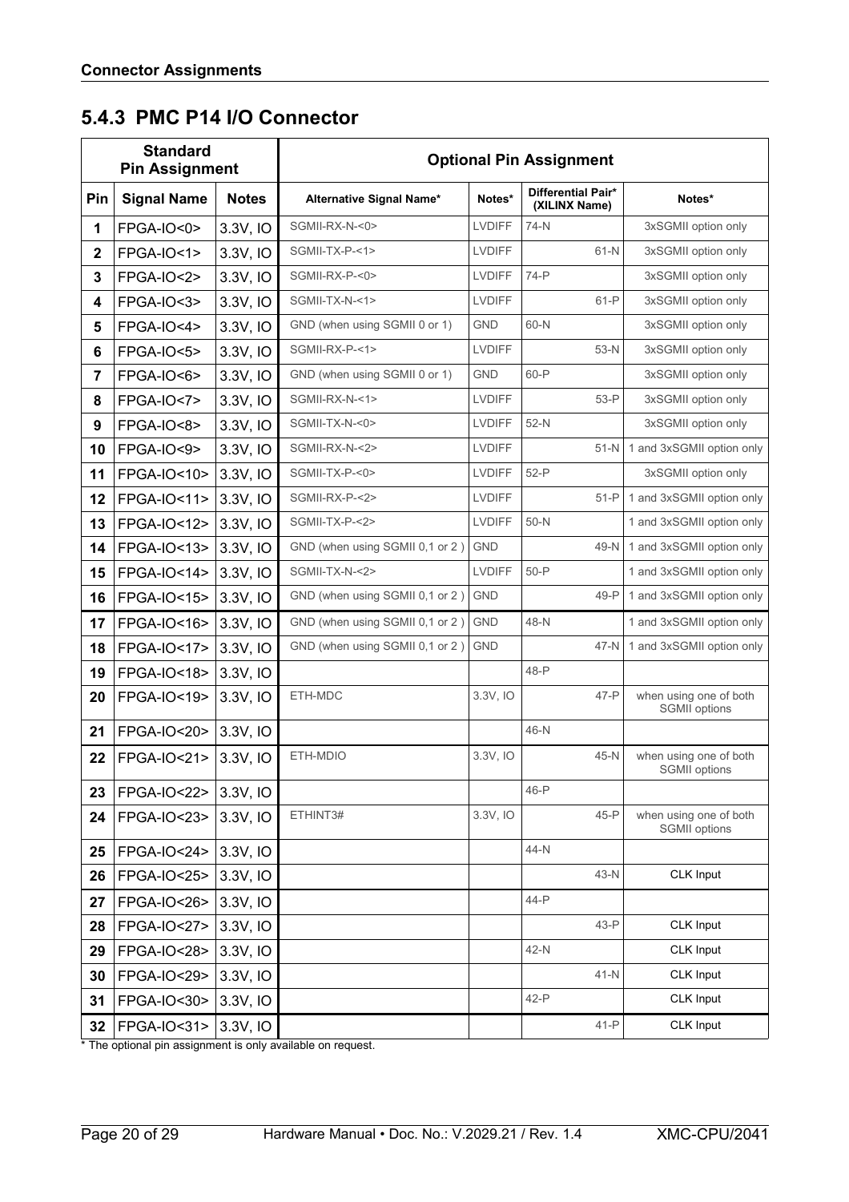## 5.4.3 PMC P14 I/O Connector

| Standard Pin Assignment | | | Optional Pin Assignment | | | |
|---|---|---|---|---|---|---|
| **Pin** | **Signal Name** | **Notes** | **Alternative Signal Name*** | **Notes*** | **Differential Pair* (XILINX Name)** | **Notes*** |
| 1 | FPGA-IO<0> | 3.3V, IO | SGMII-RX-N-<0> | LVDIFF | 74-N | 3xSGMII option only |
| 2 | FPGA-IO<1> | 3.3V, IO | SGMII-TX-P-<1> | LVDIFF | 61-N | 3xSGMII option only |
| 3 | FPGA-IO<2> | 3.3V, IO | SGMII-RX-P-<0> | LVDIFF | 74-P | 3xSGMII option only |
| 4 | FPGA-IO<3> | 3.3V, IO | SGMII-TX-N-<1> | LVDIFF | 61-P | 3xSGMII option only |
| 5 | FPGA-IO<4> | 3.3V, IO | GND (when using SGMII 0 or 1) | GND | 60-N | 3xSGMII option only |
| 6 | FPGA-IO<5> | 3.3V, IO | SGMII-RX-P-<1> | LVDIFF | 53-N | 3xSGMII option only |
| 7 | FPGA-IO<6> | 3.3V, IO | GND (when using SGMII 0 or 1) | GND | 60-P | 3xSGMII option only |
| 8 | FPGA-IO<7> | 3.3V, IO | SGMII-RX-N-<1> | LVDIFF | 53-P | 3xSGMII option only |
| 9 | FPGA-IO<8> | 3.3V, IO | SGMII-TX-N-<0> | LVDIFF | 52-N | 3xSGMII option only |
| 10 | FPGA-IO<9> | 3.3V, IO | SGMII-RX-N-<2> | LVDIFF | 51-N | 1 and 3xSGMII option only |
| 11 | FPGA-IO<10> | 3.3V, IO | SGMII-TX-P-<0> | LVDIFF | 52-P | 3xSGMII option only |
| 12 | FPGA-IO<11> | 3.3V, IO | SGMII-RX-P-<2> | LVDIFF | 51-P | 1 and 3xSGMII option only |
| 13 | FPGA-IO<12> | 3.3V, IO | SGMII-TX-P-<2> | LVDIFF | 50-N | 1 and 3xSGMII option only |
| 14 | FPGA-IO<13> | 3.3V, IO | GND (when using SGMII 0,1 or 2 ) | GND | 49-N | 1 and 3xSGMII option only |
| 15 | FPGA-IO<14> | 3.3V, IO | SGMII-TX-N-<2> | LVDIFF | 50-P | 1 and 3xSGMII option only |
| 16 | FPGA-IO<15> | 3.3V, IO | GND (when using SGMII 0,1 or 2 ) | GND | 49-P | 1 and 3xSGMII option only |
| 17 | FPGA-IO<16> | 3.3V, IO | GND (when using SGMII 0,1 or 2 ) | GND | 48-N | 1 and 3xSGMII option only |
| 18 | FPGA-IO<17> | 3.3V, IO | GND (when using SGMII 0,1 or 2 ) | GND | 47-N | 1 and 3xSGMII option only |
| 19 | FPGA-IO<18> | 3.3V, IO | | | 48-P | |
| 20 | FPGA-IO<19> | 3.3V, IO | ETH-MDC | 3.3V, IO | 47-P | when using one of both SGMII options |
| 21 | FPGA-IO<20> | 3.3V, IO | | | 46-N | |
| 22 | FPGA-IO<21> | 3.3V, IO | ETH-MDIO | 3.3V, IO | 45-N | when using one of both SGMII options |
| 23 | FPGA-IO<22> | 3.3V, IO | | | 46-P | |
| 24 | FPGA-IO<23> | 3.3V, IO | ETHINT3# | 3.3V, IO | 45-P | when using one of both SGMII options |
| 25 | FPGA-IO<24> | 3.3V, IO | | | 44-N | |
| 26 | FPGA-IO<25> | 3.3V, IO | | | 43-N | CLK Input |
| 27 | FPGA-IO<26> | 3.3V, IO | | | 44-P | |
| 28 | FPGA-IO<27> | 3.3V, IO | | | 43-P | CLK Input |
| 29 | FPGA-IO<28> | 3.3V, IO | | | 42-N | CLK Input |
| 30 | FPGA-IO<29> | 3.3V, IO | | | 41-N | CLK Input |
| 31 | FPGA-IO<30> | 3.3V, IO | | | 42-P | CLK Input |
| 32 | FPGA-IO<31> | 3.3V, IO | | | 41-P | CLK Input |

* The optional pin assignment is only available on request.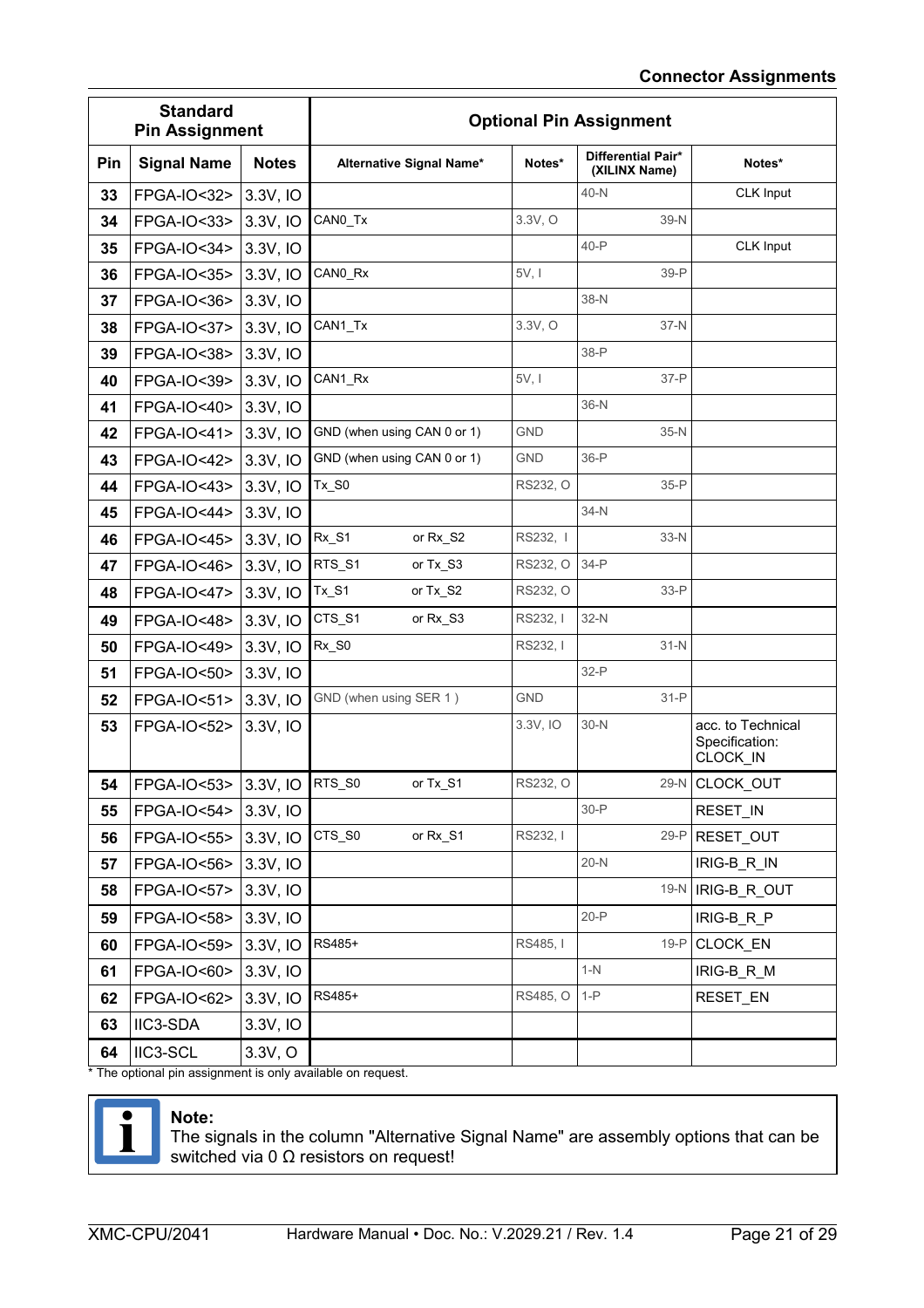| Standard Pin Assignment | | | Optional Pin Assignment | | | |
|---|---|---|---|---|---|---|
| Pin | Signal Name | Notes | Alternative Signal Name* | Notes* | Differential Pair* (XILINX Name) | Notes* |
| 33 | FPGA-IO<32> | 3.3V, IO | | | 40-N | CLK Input |
| 34 | FPGA-IO<33> | 3.3V, IO | CAN0_Tx | 3.3V, O | 39-N | |
| 35 | FPGA-IO<34> | 3.3V, IO | | | 40-P | CLK Input |
| 36 | FPGA-IO<35> | 3.3V, IO | CAN0_Rx | 5V, I | 39-P | |
| 37 | FPGA-IO<36> | 3.3V, IO | | | 38-N | |
| 38 | FPGA-IO<37> | 3.3V, IO | CAN1_Tx | 3.3V, O | 37-N | |
| 39 | FPGA-IO<38> | 3.3V, IO | | | 38-P | |
| 40 | FPGA-IO<39> | 3.3V, IO | CAN1_Rx | 5V, I | 37-P | |
| 41 | FPGA-IO<40> | 3.3V, IO | | | 36-N | |
| 42 | FPGA-IO<41> | 3.3V, IO | GND (when using CAN 0 or 1) | GND | 35-N | |
| 43 | FPGA-IO<42> | 3.3V, IO | GND (when using CAN 0 or 1) | GND | 36-P | |
| 44 | FPGA-IO<43> | 3.3V, IO | Tx_S0 | RS232, O | 35-P | |
| 45 | FPGA-IO<44> | 3.3V, IO | | | 34-N | |
| 46 | FPGA-IO<45> | 3.3V, IO | Rx_S1 or Rx_S2 | RS232, I | 33-N | |
| 47 | FPGA-IO<46> | 3.3V, IO | RTS_S1 or Tx_S3 | RS232, O | 34-P | |
| 48 | FPGA-IO<47> | 3.3V, IO | Tx_S1 or Tx_S2 | RS232, O | 33-P | |
| 49 | FPGA-IO<48> | 3.3V, IO | CTS_S1 or Rx_S3 | RS232, I | 32-N | |
| 50 | FPGA-IO<49> | 3.3V, IO | Rx_S0 | RS232, I | 31-N | |
| 51 | FPGA-IO<50> | 3.3V, IO | | | 32-P | |
| 52 | FPGA-IO<51> | 3.3V, IO | GND (when using SER 1 ) | GND | 31-P | |
| 53 | FPGA-IO<52> | 3.3V, IO | | 3.3V, IO | 30-N | acc. to Technical Specification: CLOCK_IN |
| 54 | FPGA-IO<53> | 3.3V, IO | RTS_S0 or Tx_S1 | RS232, O | 29-N | CLOCK_OUT |
| 55 | FPGA-IO<54> | 3.3V, IO | | | 30-P | RESET_IN |
| 56 | FPGA-IO<55> | 3.3V, IO | CTS_S0 or Rx_S1 | RS232, I | 29-P | RESET_OUT |
| 57 | FPGA-IO<56> | 3.3V, IO | | | 20-N | IRIG-B_R_IN |
| 58 | FPGA-IO<57> | 3.3V, IO | | | 19-N | IRIG-B_R_OUT |
| 59 | FPGA-IO<58> | 3.3V, IO | | | 20-P | IRIG-B_R_P |
| 60 | FPGA-IO<59> | 3.3V, IO | RS485+ | RS485, I | 19-P | CLOCK_EN |
| 61 | FPGA-IO<60> | 3.3V, IO | | | 1-N | IRIG-B_R_M |
| 62 | FPGA-IO<62> | 3.3V, IO | RS485+ | RS485, O | 1-P | RESET_EN |
| 63 | IIC3-SDA | 3.3V, IO | | | | |
| 64 | IIC3-SCL | 3.3V, O | | | | |

* The optional pin assignment is only available on request.

**Note:**
The signals in the column "Alternative Signal Name" are assembly options that can be switched via 0 Ω resistors on request!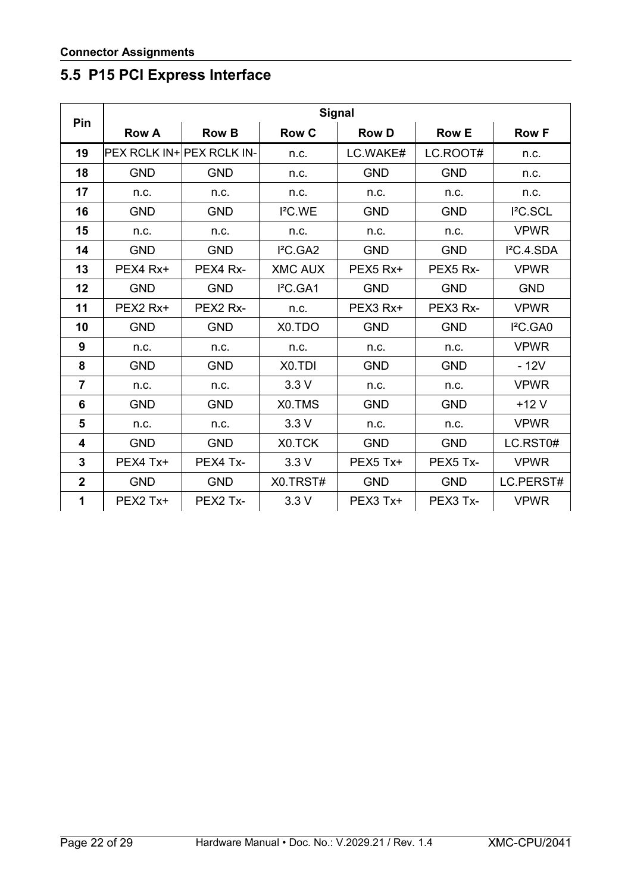## 5.5 P15 PCI Express Interface

| Pin | Signal | | | | | |
|---|---|---|---|---|---|---|
| | **Row A** | **Row B** | **Row C** | **Row D** | **Row E** | **Row F** |
| **19** | PEX RCLK IN+ | PEX RCLK IN- | n.c. | LC.WAKE# | LC.ROOT# | n.c. |
| **18** | GND | GND | n.c. | GND | GND | n.c. |
| **17** | n.c. | n.c. | n.c. | n.c. | n.c. | n.c. |
| **16** | GND | GND | I²C.WE | GND | GND | I²C.SCL |
| **15** | n.c. | n.c. | n.c. | n.c. | n.c. | VPWR |
| **14** | GND | GND | I²C.GA2 | GND | GND | I²C.4.SDA |
| **13** | PEX4 Rx+ | PEX4 Rx- | XMC AUX | PEX5 Rx+ | PEX5 Rx- | VPWR |
| **12** | GND | GND | I²C.GA1 | GND | GND | GND |
| **11** | PEX2 Rx+ | PEX2 Rx- | n.c. | PEX3 Rx+ | PEX3 Rx- | VPWR |
| **10** | GND | GND | X0.TDO | GND | GND | I²C.GA0 |
| **9** | n.c. | n.c. | n.c. | n.c. | n.c. | VPWR |
| **8** | GND | GND | X0.TDI | GND | GND | - 12V |
| **7** | n.c. | n.c. | 3.3 V | n.c. | n.c. | VPWR |
| **6** | GND | GND | X0.TMS | GND | GND | +12 V |
| **5** | n.c. | n.c. | 3.3 V | n.c. | n.c. | VPWR |
| **4** | GND | GND | X0.TCK | GND | GND | LC.RST0# |
| **3** | PEX4 Tx+ | PEX4 Tx- | 3.3 V | PEX5 Tx+ | PEX5 Tx- | VPWR |
| **2** | GND | GND | X0.TRST# | GND | GND | LC.PERST# |
| **1** | PEX2 Tx+ | PEX2 Tx- | 3.3 V | PEX3 Tx+ | PEX3 Tx- | VPWR |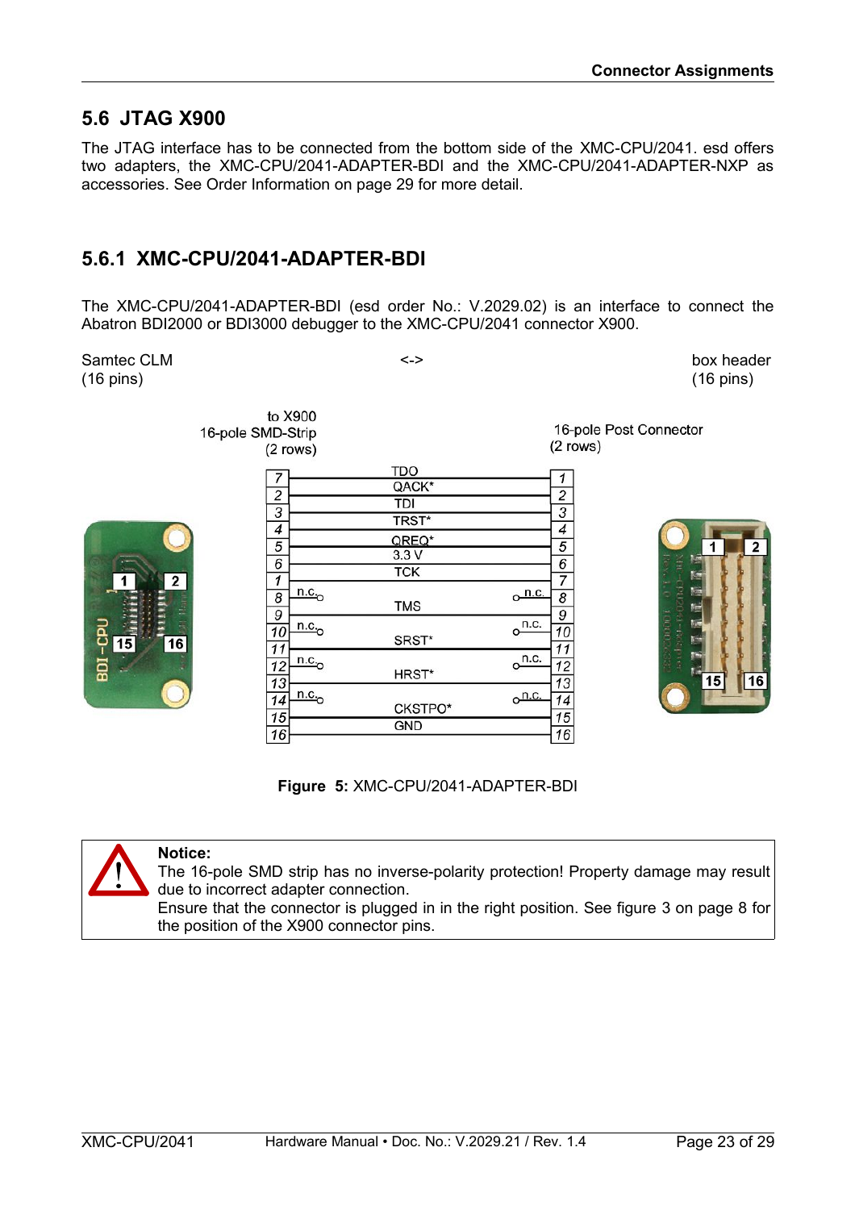## 5.6 JTAG X900

The JTAG interface has to be connected from the bottom side of the XMC-CPU/2041. esd offers two adapters, the XMC-CPU/2041-ADAPTER-BDI and the XMC-CPU/2041-ADAPTER-NXP as accessories. See Order Information on page 29 for more detail.

### 5.6.1 XMC-CPU/2041-ADAPTER-BDI

The XMC-CPU/2041-ADAPTER-BDI (esd order No.: V.2029.02) is an interface to connect the Abatron BDI2000 or BDI3000 debugger to the XMC-CPU/2041 connector X900.

Samtec CLM (16 pins) <-> box header (16 pins)

| to X900 16-pole SMD-Strip (2 rows) | Signal | 16-pole Post Connector (2 rows) |
|---|---|---|
| 7 | TDO | 1 |
| 2 | QACK* | 2 |
| 3 | TDI | 3 |
| 4 | TRST* | 4 |
| 5 | QREQ* | 5 |
| 6 | 3.3 V | 6 |
| 1 | TCK | 7 |
| 8 | n.c. | 8 |
| 9 | TMS | 9 |
| 10 | n.c. | 10 |
| 11 | SRST* | 11 |
| 12 | n.c. | 12 |
| 13 | HRST* | 13 |
| 14 | n.c. | 14 |
| 15 | CKSTPO* | 15 |
| 16 | GND | 16 |

**Figure 5:** XMC-CPU/2041-ADAPTER-BDI

**Notice:**
The 16-pole SMD strip has no inverse-polarity protection! Property damage may result due to incorrect adapter connection.
Ensure that the connector is plugged in in the right position. See figure 3 on page 8 for the position of the X900 connector pins.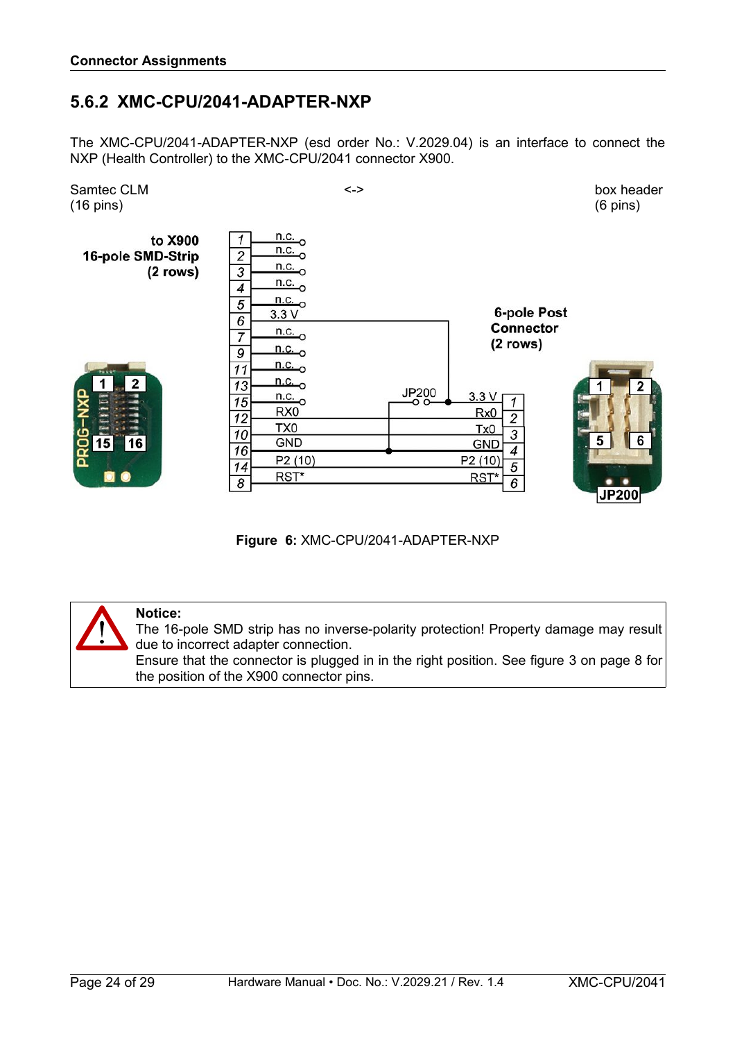## 5.6.2 XMC-CPU/2041-ADAPTER-NXP

The XMC-CPU/2041-ADAPTER-NXP (esd order No.: V.2029.04) is an interface to connect the NXP (Health Controller) to the XMC-CPU/2041 connector X900.

| Samtec CLM (16 pins) | <-> | box header (6 pins) |
|---|---|---|

**to X900 16-pole SMD-Strip (2 rows)** — **6-pole Post Connector (2 rows)**

| Pin (X900) | Signal | Signal | Pin (box header) |
|---|---|---|---|
| 1 | n.c. | | |
| 2 | n.c. | | |
| 3 | n.c. | | |
| 4 | n.c. | | |
| 5 | n.c. | | |
| 6 | 3.3 V | 3.3 V (via JP200) | 1 |
| 7 | n.c. | | |
| 9 | n.c. | | |
| 11 | n.c. | | |
| 13 | n.c. | | |
| 15 | n.c. | | |
| 12 | RX0 | Rx0 | 2 |
| 10 | TX0 | Tx0 | 3 |
| 16 | GND | GND | 4 |
| 14 | P2 (10) | P2 (10) | 5 |
| 8 | RST* | RST* | 6 |

**Figure 6:** XMC-CPU/2041-ADAPTER-NXP

> **Notice:**
> The 16-pole SMD strip has no inverse-polarity protection! Property damage may result due to incorrect adapter connection.
> Ensure that the connector is plugged in in the right position. See figure 3 on page 8 for the position of the X900 connector pins.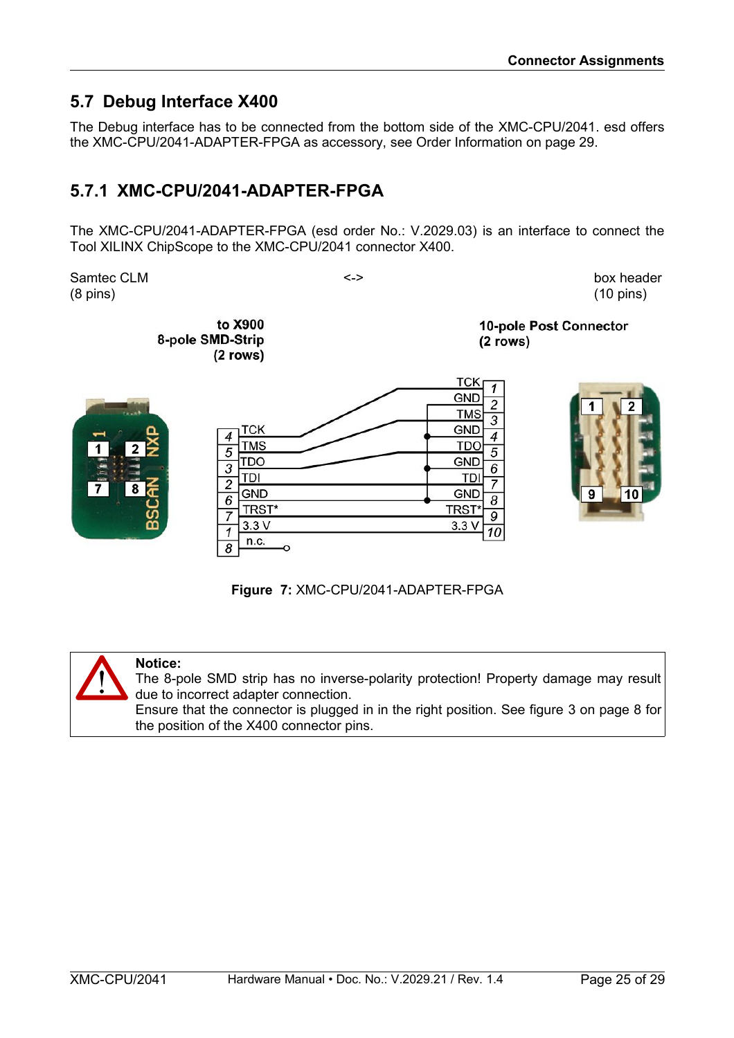## 5.7 Debug Interface X400

The Debug interface has to be connected from the bottom side of the XMC-CPU/2041. esd offers the XMC-CPU/2041-ADAPTER-FPGA as accessory, see Order Information on page 29.

### 5.7.1 XMC-CPU/2041-ADAPTER-FPGA

The XMC-CPU/2041-ADAPTER-FPGA (esd order No.: V.2029.03) is an interface to connect the Tool XILINX ChipScope to the XMC-CPU/2041 connector X400.

Samtec CLM (8 pins) <-> box header (10 pins)

to X900
8-pole SMD-Strip
(2 rows)

10-pole Post Connector
(2 rows)

| 8-pole pin | Signal | 10-pole pin | Signal |
|---|---|---|---|
| 4 | TCK | 1 | TCK |
| | | 2 | GND |
| 5 | TMS | 3 | TMS |
| | | 4 | GND |
| 3 | TDO | 5 | TDO |
| | | 6 | GND |
| 2 | TDI | 7 | TDI |
| 6 | GND | 8 | GND |
| 7 | TRST* | 9 | TRST* |
| 1 | 3.3 V | 10 | 3.3 V |
| 8 | n.c. | | |

**Figure 7:** XMC-CPU/2041-ADAPTER-FPGA

**Notice:**
The 8-pole SMD strip has no inverse-polarity protection! Property damage may result due to incorrect adapter connection.
Ensure that the connector is plugged in in the right position. See figure 3 on page 8 for the position of the X400 connector pins.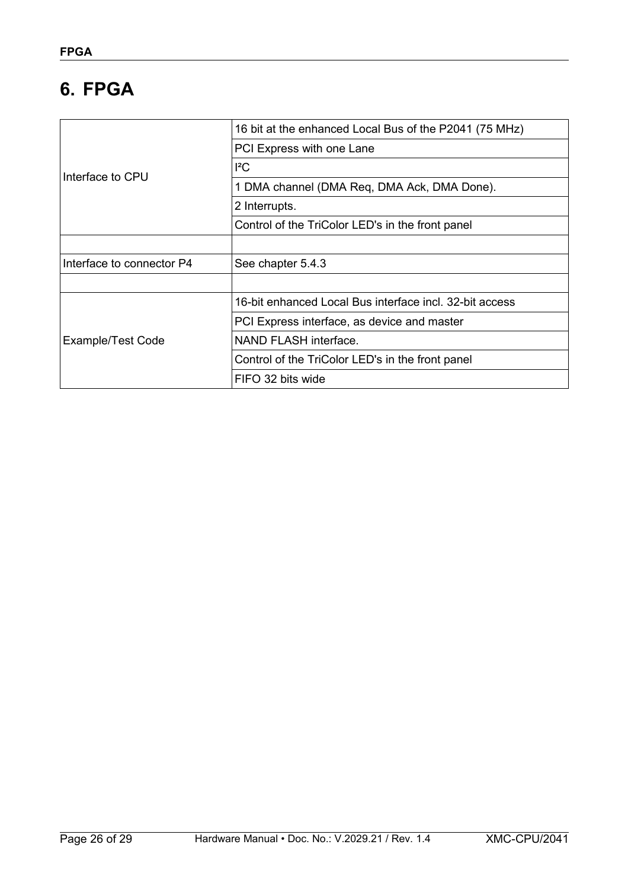# 6. FPGA

| | |
|---|---|
| Interface to CPU | 16 bit at the enhanced Local Bus of the P2041 (75 MHz) |
| | PCI Express with one Lane |
| | I²C |
| | 1 DMA channel (DMA Req, DMA Ack, DMA Done). |
| | 2 Interrupts. |
| | Control of the TriColor LED's in the front panel |
| | |
| Interface to connector P4 | See chapter 5.4.3 |
| | |
| Example/Test Code | 16-bit enhanced Local Bus interface incl. 32-bit access |
| | PCI Express interface, as device and master |
| | NAND FLASH interface. |
| | Control of the TriColor LED's in the front panel |
| | FIFO 32 bits wide |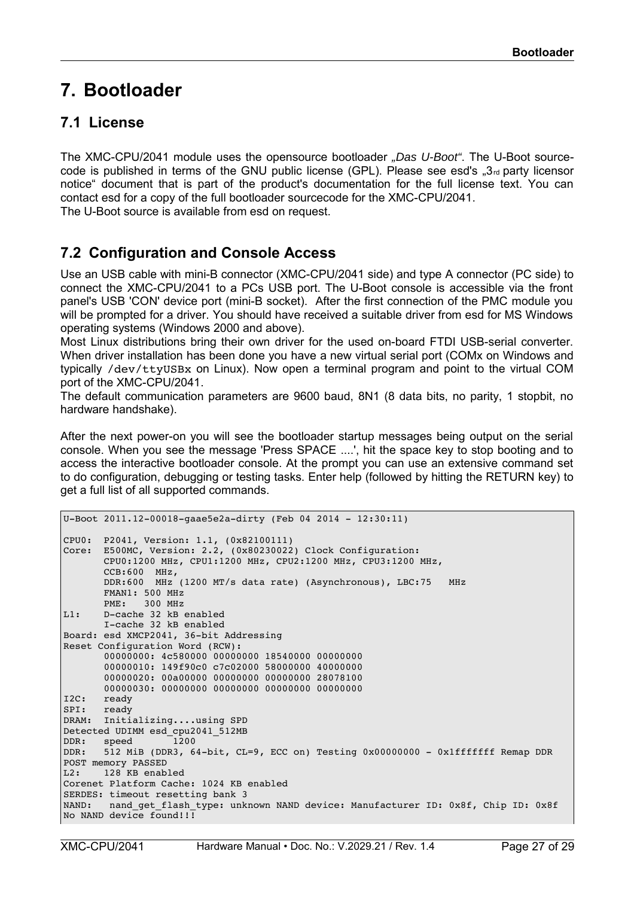# 7. Bootloader

## 7.1 License

The XMC-CPU/2041 module uses the opensource bootloader *„Das U-Boot“*. The U-Boot source-code is published in terms of the GNU public license (GPL). Please see esd's „3rd party licensor notice“ document that is part of the product's documentation for the full license text. You can contact esd for a copy of the full bootloader sourcecode for the XMC-CPU/2041.
The U-Boot source is available from esd on request.

## 7.2 Configuration and Console Access

Use an USB cable with mini-B connector (XMC-CPU/2041 side) and type A connector (PC side) to connect the XMC-CPU/2041 to a PCs USB port. The U-Boot console is accessible via the front panel's USB 'CON' device port (mini-B socket). After the first connection of the PMC module you will be prompted for a driver. You should have received a suitable driver from esd for MS Windows operating systems (Windows 2000 and above).
Most Linux distributions bring their own driver for the used on-board FTDI USB-serial converter. When driver installation has been done you have a new virtual serial port (COMx on Windows and typically `/dev/ttyUSBx` on Linux). Now open a terminal program and point to the virtual COM port of the XMC-CPU/2041.
The default communication parameters are 9600 baud, 8N1 (8 data bits, no parity, 1 stopbit, no hardware handshake).

After the next power-on you will see the bootloader startup messages being output on the serial console. When you see the message 'Press SPACE ....', hit the space key to stop booting and to access the interactive bootloader console. At the prompt you can use an extensive command set to do configuration, debugging or testing tasks. Enter help (followed by hitting the RETURN key) to get a full list of all supported commands.

```
U-Boot 2011.12-00018-gaae5e2a-dirty (Feb 04 2014 - 12:30:11)

CPU0:  P2041, Version: 1.1, (0x82100111)
Core:  E500MC, Version: 2.2, (0x80230022) Clock Configuration:
       CPU0:1200 MHz, CPU1:1200 MHz, CPU2:1200 MHz, CPU3:1200 MHz,
       CCB:600  MHz,
       DDR:600  MHz (1200 MT/s data rate) (Asynchronous), LBC:75   MHz
       FMAN1: 500 MHz
       PME:   300 MHz
L1:    D-cache 32 kB enabled
       I-cache 32 kB enabled
Board: esd XMCP2041, 36-bit Addressing
Reset Configuration Word (RCW):
       00000000: 4c580000 00000000 18540000 00000000
       00000010: 149f90c0 c7c02000 58000000 40000000
       00000020: 00a00000 00000000 00000000 28078100
       00000030: 00000000 00000000 00000000 00000000
I2C:   ready
SPI:   ready
DRAM:  Initializing....using SPD
Detected UDIMM esd_cpu2041_512MB
DDR:   speed        1200
DDR:   512 MiB (DDR3, 64-bit, CL=9, ECC on) Testing 0x00000000 - 0x1fffffff Remap DDR
POST memory PASSED
L2:    128 KB enabled
Corenet Platform Cache: 1024 KB enabled
SERDES: timeout resetting bank 3
NAND:   nand_get_flash_type: unknown NAND device: Manufacturer ID: 0x8f, Chip ID: 0x8f
No NAND device found!!!
```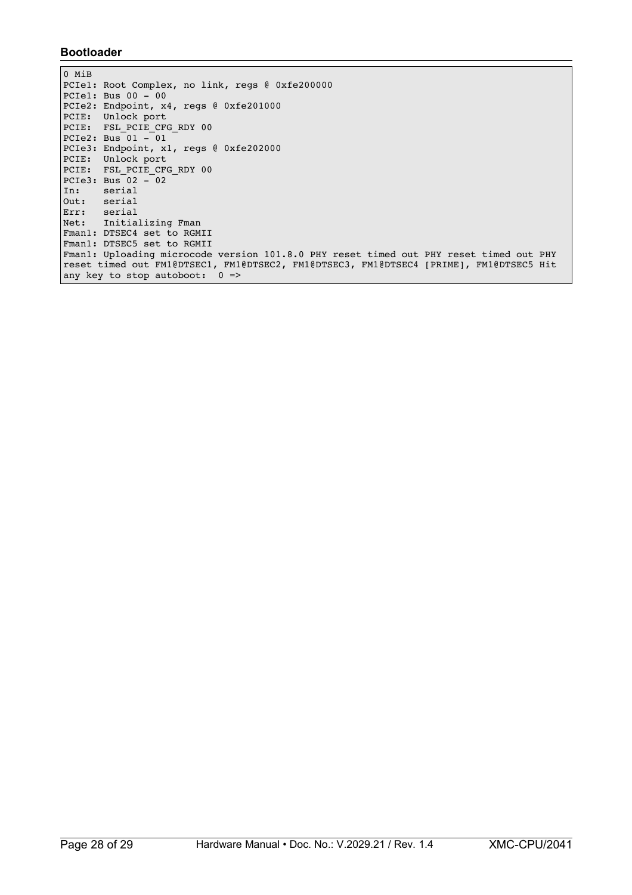**Bootloader**

```
0 MiB
PCIe1: Root Complex, no link, regs @ 0xfe200000
PCIe1: Bus 00 - 00
PCIe2: Endpoint, x4, regs @ 0xfe201000
PCIE:  Unlock port
PCIE:  FSL_PCIE_CFG_RDY 00
PCIe2: Bus 01 - 01
PCIe3: Endpoint, x1, regs @ 0xfe202000
PCIE:  Unlock port
PCIE:  FSL_PCIE_CFG_RDY 00
PCIe3: Bus 02 - 02
In:    serial
Out:   serial
Err:   serial
Net:   Initializing Fman
Fman1: DTSEC4 set to RGMII
Fman1: DTSEC5 set to RGMII
Fman1: Uploading microcode version 101.8.0 PHY reset timed out PHY reset timed out PHY
reset timed out FM1@DTSEC1, FM1@DTSEC2, FM1@DTSEC3, FM1@DTSEC4 [PRIME], FM1@DTSEC5 Hit
any key to stop autoboot:  0 =>
```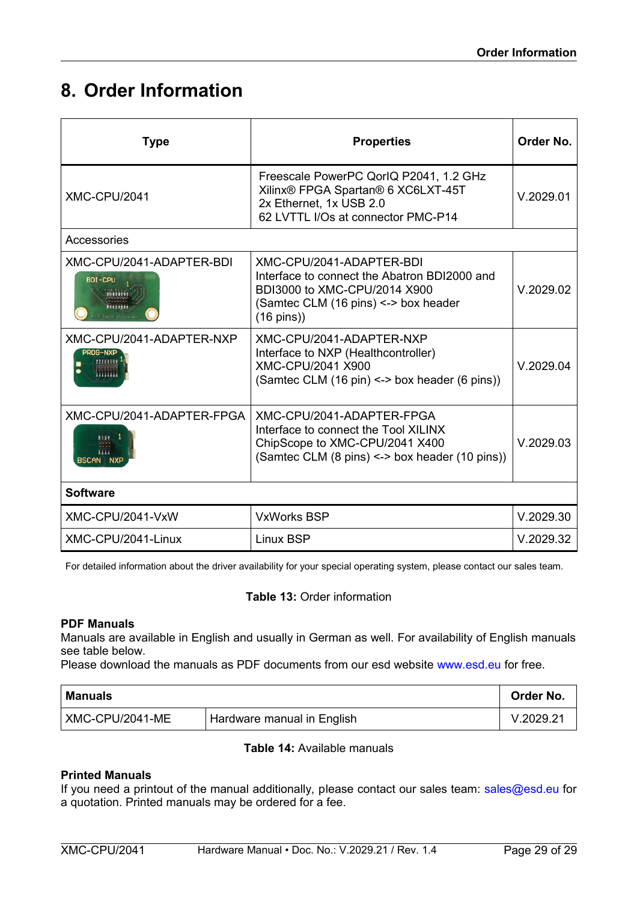# 8. Order Information

| Type | Properties | Order No. |
|---|---|---|
| XMC-CPU/2041 | Freescale PowerPC QorIQ P2041, 1.2 GHz<br>Xilinx® FPGA Spartan® 6 XC6LXT-45T<br>2x Ethernet, 1x USB 2.0<br>62 LVTTL I/Os at connector PMC-P14 | V.2029.01 |
| Accessories | | |
| XMC-CPU/2041-ADAPTER-BDI | XMC-CPU/2041-ADAPTER-BDI<br>Interface to connect the Abatron BDI2000 and BDI3000 to XMC-CPU/2014 X900<br>(Samtec CLM (16 pins) <-> box header (16 pins)) | V.2029.02 |
| XMC-CPU/2041-ADAPTER-NXP | XMC-CPU/2041-ADAPTER-NXP<br>Interface to NXP (Healthcontroller)<br>XMC-CPU/2041 X900<br>(Samtec CLM (16 pin) <-> box header (6 pins)) | V.2029.04 |
| XMC-CPU/2041-ADAPTER-FPGA | XMC-CPU/2041-ADAPTER-FPGA<br>Interface to connect the Tool XILINX ChipScope to XMC-CPU/2041 X400<br>(Samtec CLM (8 pins) <-> box header (10 pins)) | V.2029.03 |
| **Software** | | |
| XMC-CPU/2041-VxW | VxWorks BSP | V.2029.30 |
| XMC-CPU/2041-Linux | Linux BSP | V.2029.32 |

For detailed information about the driver availability for your special operating system, please contact our sales team.

**Table 13:** Order information

**PDF Manuals**
Manuals are available in English and usually in German as well. For availability of English manuals see table below.
Please download the manuals as PDF documents from our esd website www.esd.eu for free.

| Manuals | | Order No. |
|---|---|---|
| XMC-CPU/2041-ME | Hardware manual in English | V.2029.21 |

**Table 14:** Available manuals

**Printed Manuals**
If you need a printout of the manual additionally, please contact our sales team: sales@esd.eu for a quotation. Printed manuals may be ordered for a fee.